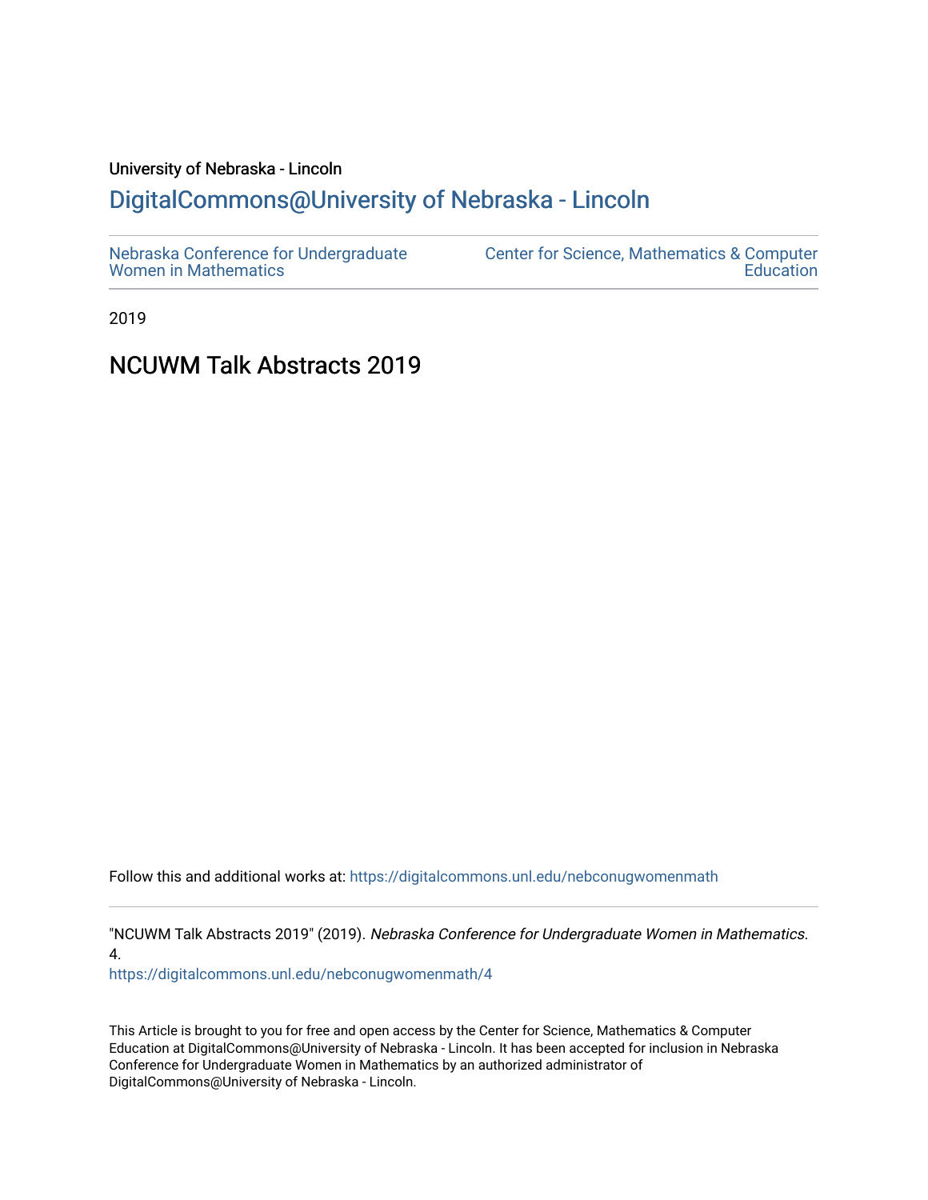University of Nebraska - Lincoln

## DigitalCommons@University of Nebraska - Lincoln

Nebraska Conference for Undergraduate Women in Mathematics

Center for Science, Mathematics & Computer Education

2019

# NCUWM Talk Abstracts 2019

Follow this and additional works at: https://digitalcommons.unl.edu/nebconugwomenmath

"NCUWM Talk Abstracts 2019" (2019). *Nebraska Conference for Undergraduate Women in Mathematics*. 4.
https://digitalcommons.unl.edu/nebconugwomenmath/4

This Article is brought to you for free and open access by the Center for Science, Mathematics & Computer Education at DigitalCommons@University of Nebraska - Lincoln. It has been accepted for inclusion in Nebraska Conference for Undergraduate Women in Mathematics by an authorized administrator of DigitalCommons@University of Nebraska - Lincoln.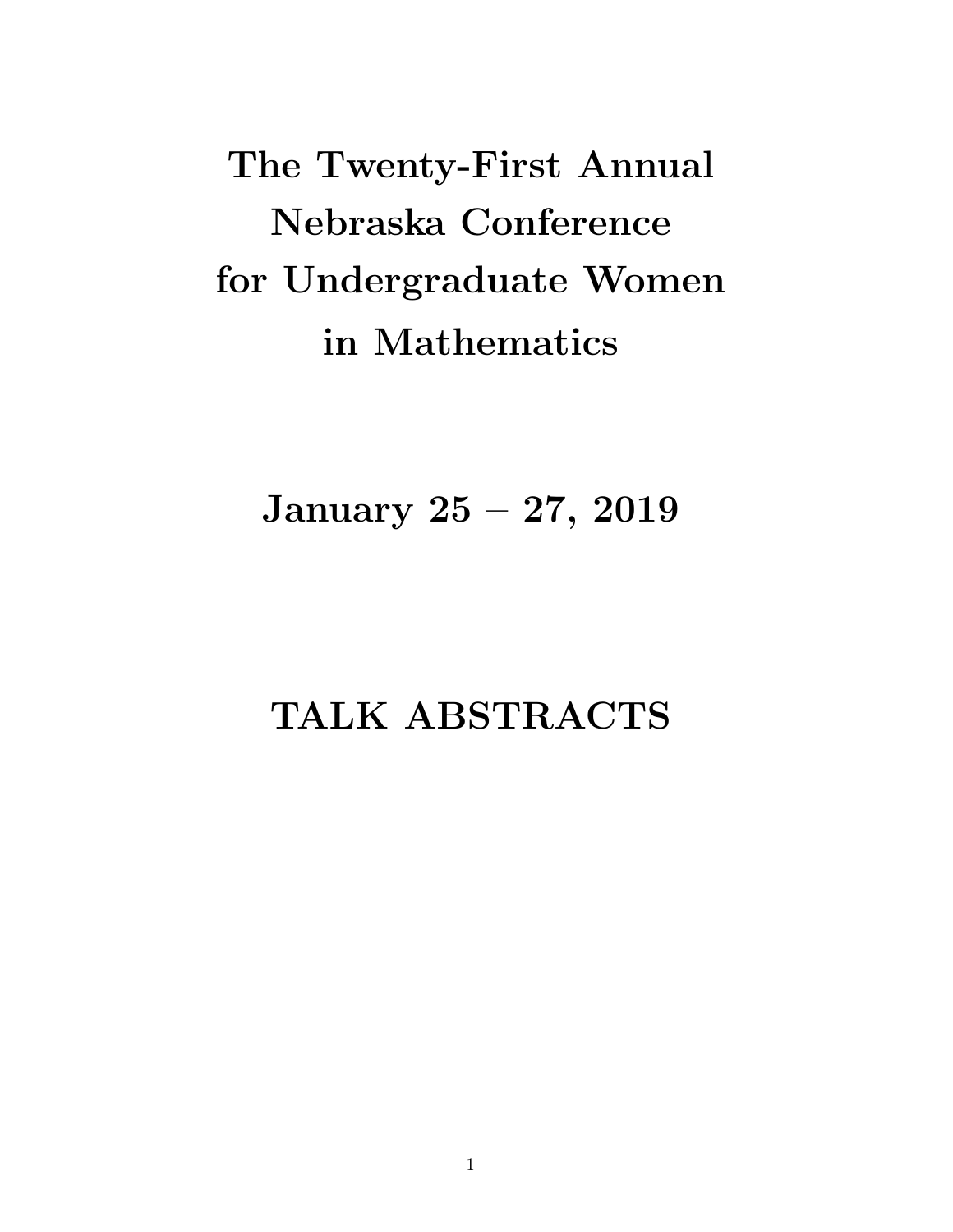# The Twenty-First Annual Nebraska Conference for Undergraduate Women in Mathematics

## January 25 – 27, 2019

## TALK ABSTRACTS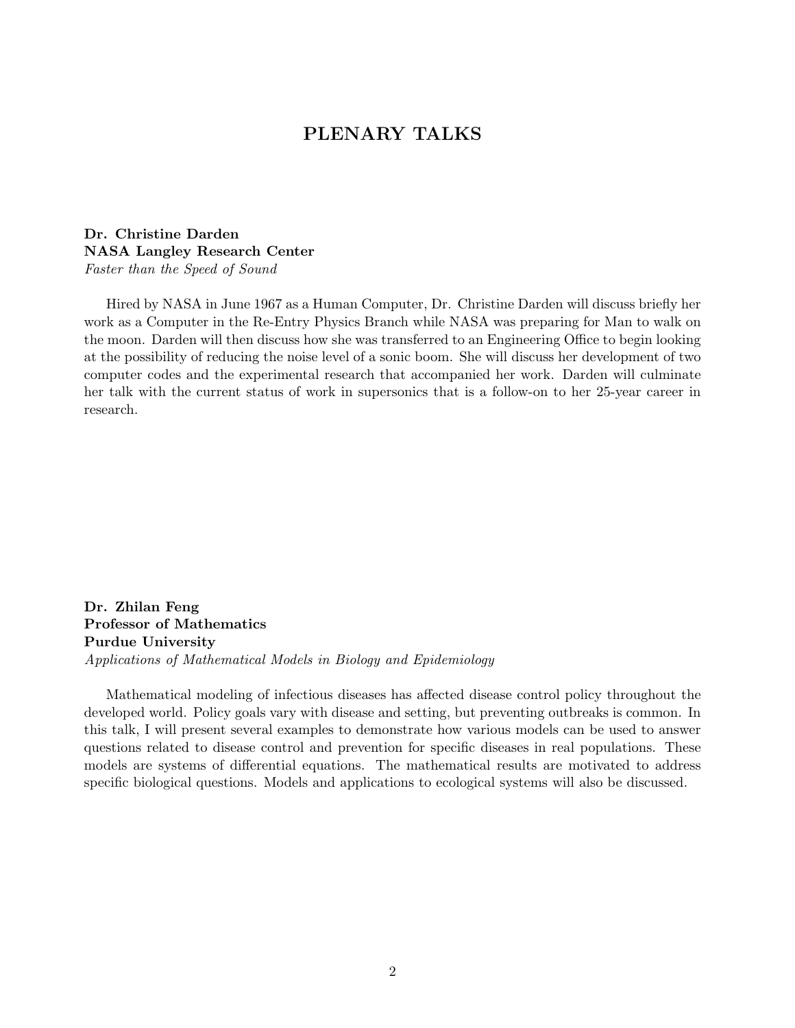# PLENARY TALKS

**Dr. Christine Darden**
**NASA Langley Research Center**
*Faster than the Speed of Sound*

Hired by NASA in June 1967 as a Human Computer, Dr. Christine Darden will discuss briefly her work as a Computer in the Re-Entry Physics Branch while NASA was preparing for Man to walk on the moon. Darden will then discuss how she was transferred to an Engineering Office to begin looking at the possibility of reducing the noise level of a sonic boom. She will discuss her development of two computer codes and the experimental research that accompanied her work. Darden will culminate her talk with the current status of work in supersonics that is a follow-on to her 25-year career in research.

**Dr. Zhilan Feng**
**Professor of Mathematics**
**Purdue University**
*Applications of Mathematical Models in Biology and Epidemiology*

Mathematical modeling of infectious diseases has affected disease control policy throughout the developed world. Policy goals vary with disease and setting, but preventing outbreaks is common. In this talk, I will present several examples to demonstrate how various models can be used to answer questions related to disease control and prevention for specific diseases in real populations. These models are systems of differential equations. The mathematical results are motivated to address specific biological questions. Models and applications to ecological systems will also be discussed.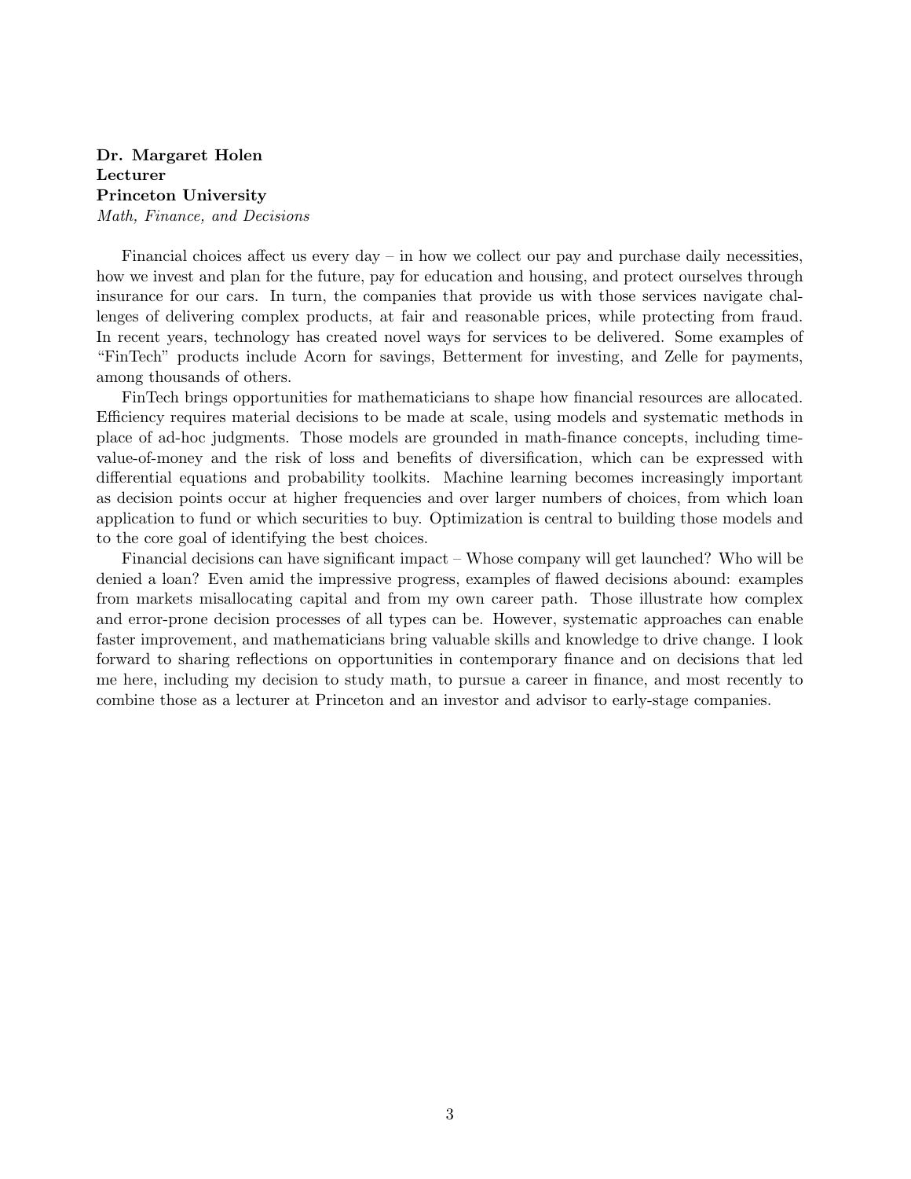**Dr. Margaret Holen**
**Lecturer**
**Princeton University**
*Math, Finance, and Decisions*

Financial choices affect us every day – in how we collect our pay and purchase daily necessities, how we invest and plan for the future, pay for education and housing, and protect ourselves through insurance for our cars. In turn, the companies that provide us with those services navigate challenges of delivering complex products, at fair and reasonable prices, while protecting from fraud. In recent years, technology has created novel ways for services to be delivered. Some examples of "FinTech" products include Acorn for savings, Betterment for investing, and Zelle for payments, among thousands of others.

FinTech brings opportunities for mathematicians to shape how financial resources are allocated. Efficiency requires material decisions to be made at scale, using models and systematic methods in place of ad-hoc judgments. Those models are grounded in math-finance concepts, including time-value-of-money and the risk of loss and benefits of diversification, which can be expressed with differential equations and probability toolkits. Machine learning becomes increasingly important as decision points occur at higher frequencies and over larger numbers of choices, from which loan application to fund or which securities to buy. Optimization is central to building those models and to the core goal of identifying the best choices.

Financial decisions can have significant impact – Whose company will get launched? Who will be denied a loan? Even amid the impressive progress, examples of flawed decisions abound: examples from markets misallocating capital and from my own career path. Those illustrate how complex and error-prone decision processes of all types can be. However, systematic approaches can enable faster improvement, and mathematicians bring valuable skills and knowledge to drive change. I look forward to sharing reflections on opportunities in contemporary finance and on decisions that led me here, including my decision to study math, to pursue a career in finance, and most recently to combine those as a lecturer at Princeton and an investor and advisor to early-stage companies.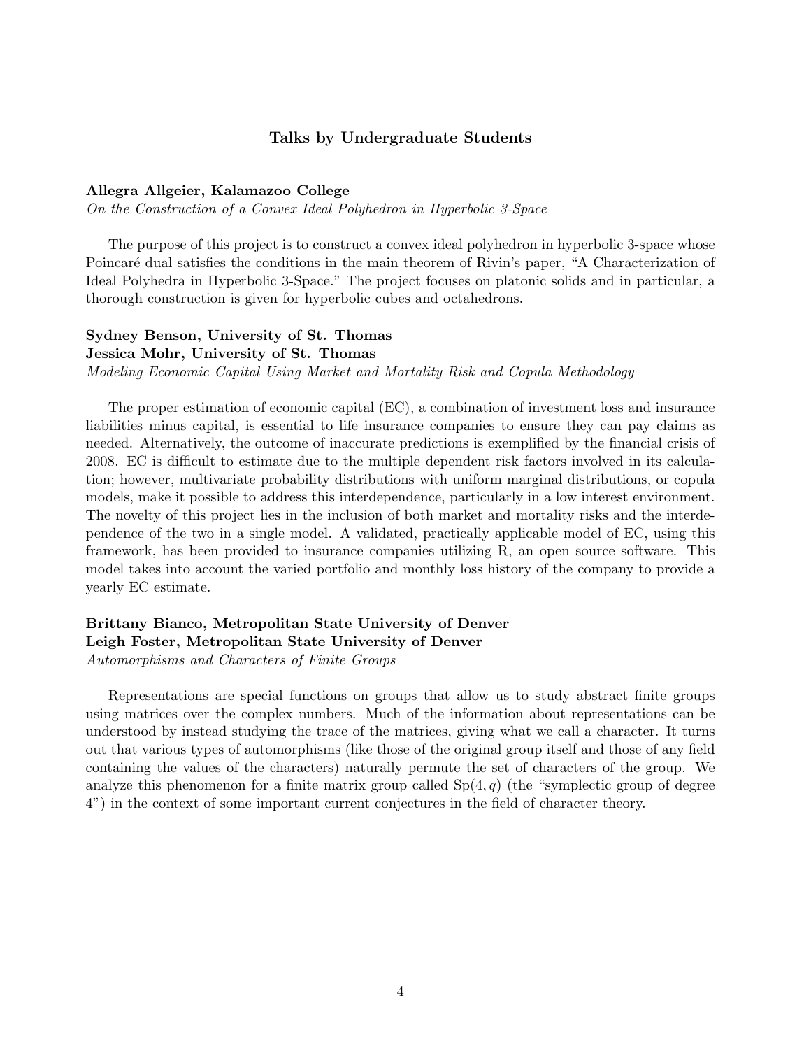## Talks by Undergraduate Students

**Allegra Allgeier, Kalamazoo College**
*On the Construction of a Convex Ideal Polyhedron in Hyperbolic 3-Space*

The purpose of this project is to construct a convex ideal polyhedron in hyperbolic 3-space whose Poincaré dual satisfies the conditions in the main theorem of Rivin's paper, "A Characterization of Ideal Polyhedra in Hyperbolic 3-Space." The project focuses on platonic solids and in particular, a thorough construction is given for hyperbolic cubes and octahedrons.

**Sydney Benson, University of St. Thomas**
**Jessica Mohr, University of St. Thomas**
*Modeling Economic Capital Using Market and Mortality Risk and Copula Methodology*

The proper estimation of economic capital (EC), a combination of investment loss and insurance liabilities minus capital, is essential to life insurance companies to ensure they can pay claims as needed. Alternatively, the outcome of inaccurate predictions is exemplified by the financial crisis of 2008. EC is difficult to estimate due to the multiple dependent risk factors involved in its calculation; however, multivariate probability distributions with uniform marginal distributions, or copula models, make it possible to address this interdependence, particularly in a low interest environment. The novelty of this project lies in the inclusion of both market and mortality risks and the interdependence of the two in a single model. A validated, practically applicable model of EC, using this framework, has been provided to insurance companies utilizing R, an open source software. This model takes into account the varied portfolio and monthly loss history of the company to provide a yearly EC estimate.

**Brittany Bianco, Metropolitan State University of Denver**
**Leigh Foster, Metropolitan State University of Denver**
*Automorphisms and Characters of Finite Groups*

Representations are special functions on groups that allow us to study abstract finite groups using matrices over the complex numbers. Much of the information about representations can be understood by instead studying the trace of the matrices, giving what we call a character. It turns out that various types of automorphisms (like those of the original group itself and those of any field containing the values of the characters) naturally permute the set of characters of the group. We analyze this phenomenon for a finite matrix group called $\mathrm{Sp}(4, q)$ (the "symplectic group of degree 4") in the context of some important current conjectures in the field of character theory.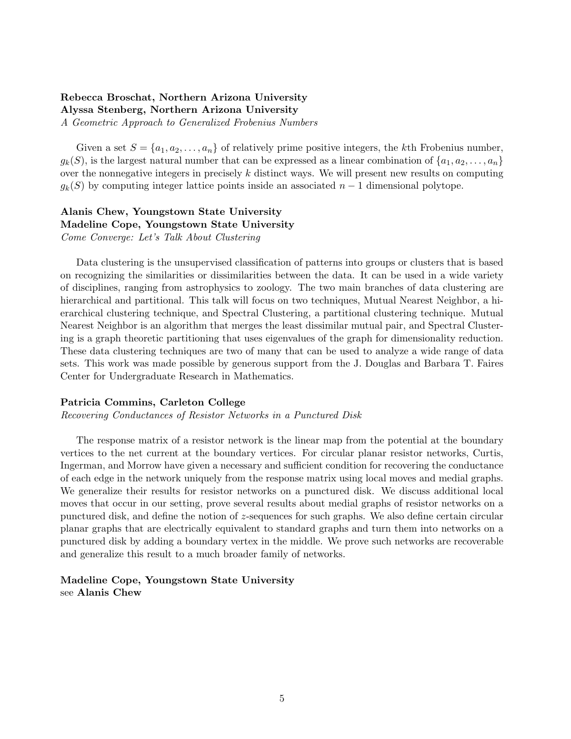**Rebecca Broschat, Northern Arizona University**
**Alyssa Stenberg, Northern Arizona University**
*A Geometric Approach to Generalized Frobenius Numbers*

Given a set $S = \{a_1, a_2, \ldots, a_n\}$ of relatively prime positive integers, the $k$th Frobenius number, $g_k(S)$, is the largest natural number that can be expressed as a linear combination of $\{a_1, a_2, \ldots, a_n\}$ over the nonnegative integers in precisely $k$ distinct ways. We will present new results on computing $g_k(S)$ by computing integer lattice points inside an associated $n-1$ dimensional polytope.

**Alanis Chew, Youngstown State University**
**Madeline Cope, Youngstown State University**
*Come Converge: Let's Talk About Clustering*

Data clustering is the unsupervised classification of patterns into groups or clusters that is based on recognizing the similarities or dissimilarities between the data. It can be used in a wide variety of disciplines, ranging from astrophysics to zoology. The two main branches of data clustering are hierarchical and partitional. This talk will focus on two techniques, Mutual Nearest Neighbor, a hierarchical clustering technique, and Spectral Clustering, a partitional clustering technique. Mutual Nearest Neighbor is an algorithm that merges the least dissimilar mutual pair, and Spectral Clustering is a graph theoretic partitioning that uses eigenvalues of the graph for dimensionality reduction. These data clustering techniques are two of many that can be used to analyze a wide range of data sets. This work was made possible by generous support from the J. Douglas and Barbara T. Faires Center for Undergraduate Research in Mathematics.

**Patricia Commins, Carleton College**
*Recovering Conductances of Resistor Networks in a Punctured Disk*

The response matrix of a resistor network is the linear map from the potential at the boundary vertices to the net current at the boundary vertices. For circular planar resistor networks, Curtis, Ingerman, and Morrow have given a necessary and sufficient condition for recovering the conductance of each edge in the network uniquely from the response matrix using local moves and medial graphs. We generalize their results for resistor networks on a punctured disk. We discuss additional local moves that occur in our setting, prove several results about medial graphs of resistor networks on a punctured disk, and define the notion of $z$-sequences for such graphs. We also define certain circular planar graphs that are electrically equivalent to standard graphs and turn them into networks on a punctured disk by adding a boundary vertex in the middle. We prove such networks are recoverable and generalize this result to a much broader family of networks.

**Madeline Cope, Youngstown State University**
see **Alanis Chew**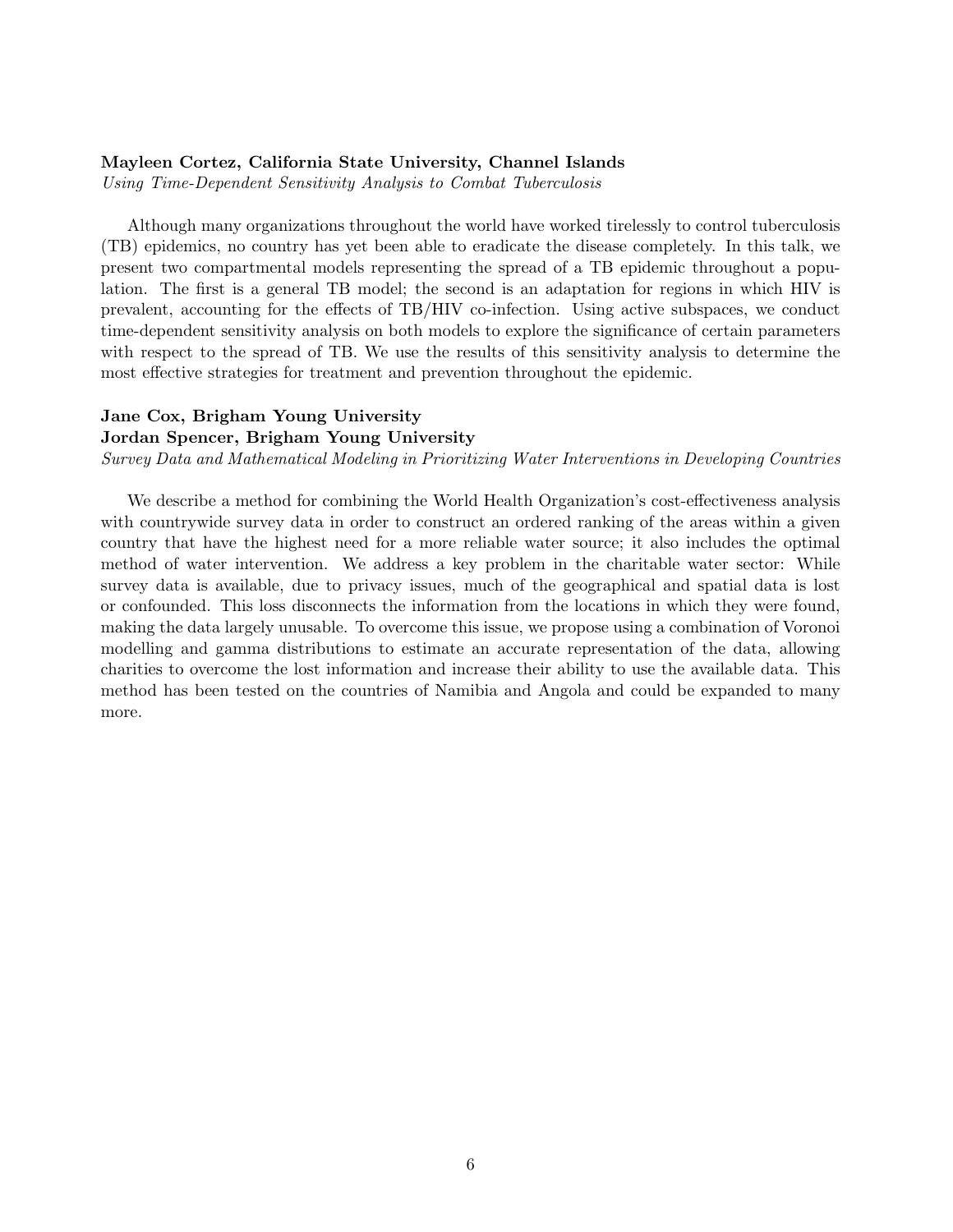**Mayleen Cortez, California State University, Channel Islands**
*Using Time-Dependent Sensitivity Analysis to Combat Tuberculosis*

Although many organizations throughout the world have worked tirelessly to control tuberculosis (TB) epidemics, no country has yet been able to eradicate the disease completely. In this talk, we present two compartmental models representing the spread of a TB epidemic throughout a population. The first is a general TB model; the second is an adaptation for regions in which HIV is prevalent, accounting for the effects of TB/HIV co-infection. Using active subspaces, we conduct time-dependent sensitivity analysis on both models to explore the significance of certain parameters with respect to the spread of TB. We use the results of this sensitivity analysis to determine the most effective strategies for treatment and prevention throughout the epidemic.

**Jane Cox, Brigham Young University**
**Jordan Spencer, Brigham Young University**
*Survey Data and Mathematical Modeling in Prioritizing Water Interventions in Developing Countries*

We describe a method for combining the World Health Organization's cost-effectiveness analysis with countrywide survey data in order to construct an ordered ranking of the areas within a given country that have the highest need for a more reliable water source; it also includes the optimal method of water intervention. We address a key problem in the charitable water sector: While survey data is available, due to privacy issues, much of the geographical and spatial data is lost or confounded. This loss disconnects the information from the locations in which they were found, making the data largely unusable. To overcome this issue, we propose using a combination of Voronoi modelling and gamma distributions to estimate an accurate representation of the data, allowing charities to overcome the lost information and increase their ability to use the available data. This method has been tested on the countries of Namibia and Angola and could be expanded to many more.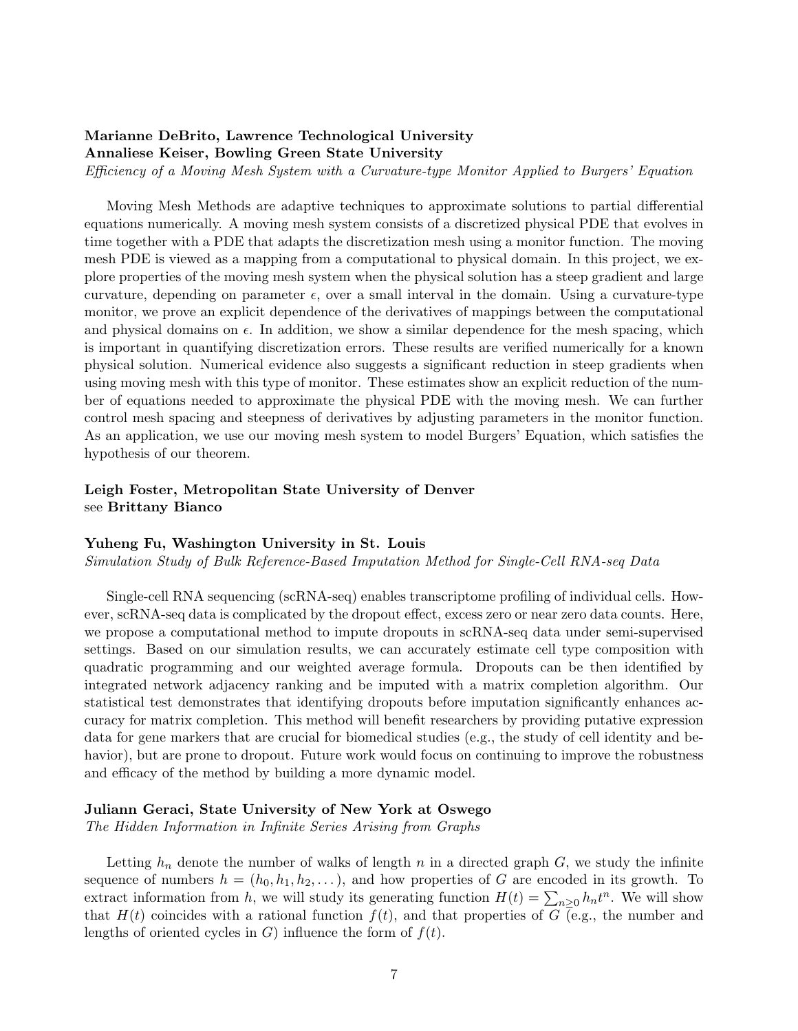**Marianne DeBrito, Lawrence Technological University**
**Annaliese Keiser, Bowling Green State University**
*Efficiency of a Moving Mesh System with a Curvature-type Monitor Applied to Burgers' Equation*

Moving Mesh Methods are adaptive techniques to approximate solutions to partial differential equations numerically. A moving mesh system consists of a discretized physical PDE that evolves in time together with a PDE that adapts the discretization mesh using a monitor function. The moving mesh PDE is viewed as a mapping from a computational to physical domain. In this project, we explore properties of the moving mesh system when the physical solution has a steep gradient and large curvature, depending on parameter $\epsilon$, over a small interval in the domain. Using a curvature-type monitor, we prove an explicit dependence of the derivatives of mappings between the computational and physical domains on $\epsilon$. In addition, we show a similar dependence for the mesh spacing, which is important in quantifying discretization errors. These results are verified numerically for a known physical solution. Numerical evidence also suggests a significant reduction in steep gradients when using moving mesh with this type of monitor. These estimates show an explicit reduction of the number of equations needed to approximate the physical PDE with the moving mesh. We can further control mesh spacing and steepness of derivatives by adjusting parameters in the monitor function. As an application, we use our moving mesh system to model Burgers' Equation, which satisfies the hypothesis of our theorem.

**Leigh Foster, Metropolitan State University of Denver**
see **Brittany Bianco**

**Yuheng Fu, Washington University in St. Louis**
*Simulation Study of Bulk Reference-Based Imputation Method for Single-Cell RNA-seq Data*

Single-cell RNA sequencing (scRNA-seq) enables transcriptome profiling of individual cells. However, scRNA-seq data is complicated by the dropout effect, excess zero or near zero data counts. Here, we propose a computational method to impute dropouts in scRNA-seq data under semi-supervised settings. Based on our simulation results, we can accurately estimate cell type composition with quadratic programming and our weighted average formula. Dropouts can be then identified by integrated network adjacency ranking and be imputed with a matrix completion algorithm. Our statistical test demonstrates that identifying dropouts before imputation significantly enhances accuracy for matrix completion. This method will benefit researchers by providing putative expression data for gene markers that are crucial for biomedical studies (e.g., the study of cell identity and behavior), but are prone to dropout. Future work would focus on continuing to improve the robustness and efficacy of the method by building a more dynamic model.

**Juliann Geraci, State University of New York at Oswego**
*The Hidden Information in Infinite Series Arising from Graphs*

Letting $h_n$ denote the number of walks of length $n$ in a directed graph $G$, we study the infinite sequence of numbers $h = (h_0, h_1, h_2, \dots)$, and how properties of $G$ are encoded in its growth. To extract information from $h$, we will study its generating function $H(t) = \sum_{n \geq 0} h_n t^n$. We will show that $H(t)$ coincides with a rational function $f(t)$, and that properties of $G$ (e.g., the number and lengths of oriented cycles in $G$) influence the form of $f(t)$.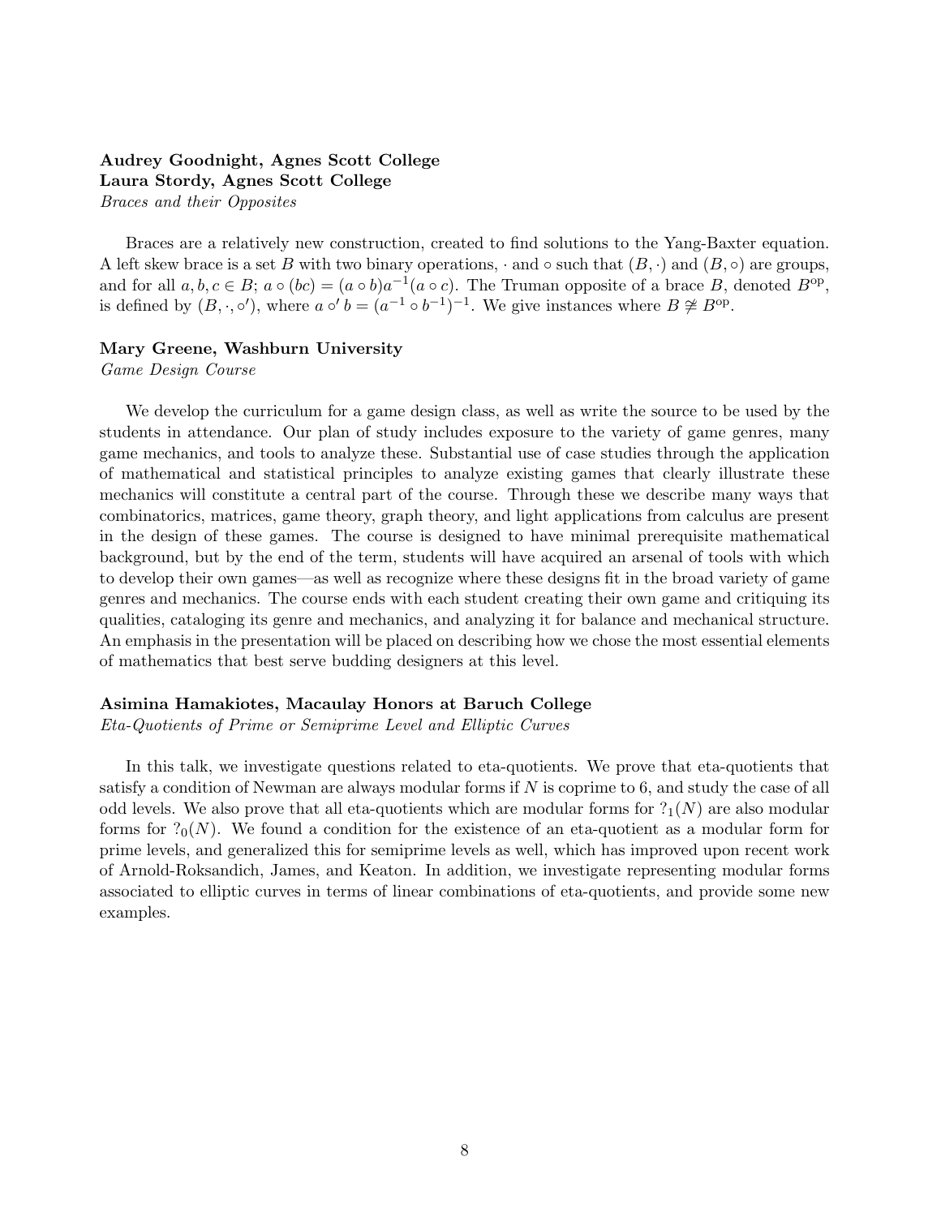**Audrey Goodnight, Agnes Scott College**
**Laura Stordy, Agnes Scott College**
*Braces and their Opposites*

Braces are a relatively new construction, created to find solutions to the Yang-Baxter equation. A left skew brace is a set $B$ with two binary operations, $\cdot$ and $\circ$ such that $(B, \cdot)$ and $(B, \circ)$ are groups, and for all $a, b, c \in B$; $a \circ (bc) = (a \circ b)a^{-1}(a \circ c)$. The Truman opposite of a brace $B$, denoted $B^{\text{op}}$, is defined by $(B, \cdot, \circ')$, where $a \circ' b = (a^{-1} \circ b^{-1})^{-1}$. We give instances where $B \not\cong B^{\text{op}}$.

**Mary Greene, Washburn University**
*Game Design Course*

We develop the curriculum for a game design class, as well as write the source to be used by the students in attendance. Our plan of study includes exposure to the variety of game genres, many game mechanics, and tools to analyze these. Substantial use of case studies through the application of mathematical and statistical principles to analyze existing games that clearly illustrate these mechanics will constitute a central part of the course. Through these we describe many ways that combinatorics, matrices, game theory, graph theory, and light applications from calculus are present in the design of these games. The course is designed to have minimal prerequisite mathematical background, but by the end of the term, students will have acquired an arsenal of tools with which to develop their own games—as well as recognize where these designs fit in the broad variety of game genres and mechanics. The course ends with each student creating their own game and critiquing its qualities, cataloging its genre and mechanics, and analyzing it for balance and mechanical structure. An emphasis in the presentation will be placed on describing how we chose the most essential elements of mathematics that best serve budding designers at this level.

**Asimina Hamakiotes, Macaulay Honors at Baruch College**
*Eta-Quotients of Prime or Semiprime Level and Elliptic Curves*

In this talk, we investigate questions related to eta-quotients. We prove that eta-quotients that satisfy a condition of Newman are always modular forms if $N$ is coprime to 6, and study the case of all odd levels. We also prove that all eta-quotients which are modular forms for $?_1(N)$ are also modular forms for $?_0(N)$. We found a condition for the existence of an eta-quotient as a modular form for prime levels, and generalized this for semiprime levels as well, which has improved upon recent work of Arnold-Roksandich, James, and Keaton. In addition, we investigate representing modular forms associated to elliptic curves in terms of linear combinations of eta-quotients, and provide some new examples.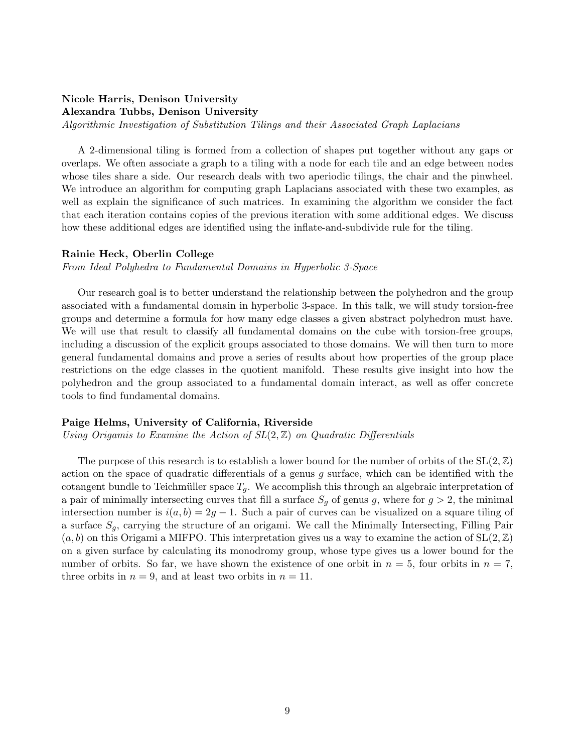**Nicole Harris, Denison University**
**Alexandra Tubbs, Denison University**
*Algorithmic Investigation of Substitution Tilings and their Associated Graph Laplacians*

A 2-dimensional tiling is formed from a collection of shapes put together without any gaps or overlaps. We often associate a graph to a tiling with a node for each tile and an edge between nodes whose tiles share a side. Our research deals with two aperiodic tilings, the chair and the pinwheel. We introduce an algorithm for computing graph Laplacians associated with these two examples, as well as explain the significance of such matrices. In examining the algorithm we consider the fact that each iteration contains copies of the previous iteration with some additional edges. We discuss how these additional edges are identified using the inflate-and-subdivide rule for the tiling.

**Rainie Heck, Oberlin College**
*From Ideal Polyhedra to Fundamental Domains in Hyperbolic 3-Space*

Our research goal is to better understand the relationship between the polyhedron and the group associated with a fundamental domain in hyperbolic 3-space. In this talk, we will study torsion-free groups and determine a formula for how many edge classes a given abstract polyhedron must have. We will use that result to classify all fundamental domains on the cube with torsion-free groups, including a discussion of the explicit groups associated to those domains. We will then turn to more general fundamental domains and prove a series of results about how properties of the group place restrictions on the edge classes in the quotient manifold. These results give insight into how the polyhedron and the group associated to a fundamental domain interact, as well as offer concrete tools to find fundamental domains.

**Paige Helms, University of California, Riverside**
*Using Origamis to Examine the Action of $SL(2,\mathbb{Z})$ on Quadratic Differentials*

The purpose of this research is to establish a lower bound for the number of orbits of the $\mathrm{SL}(2,\mathbb{Z})$ action on the space of quadratic differentials of a genus $g$ surface, which can be identified with the cotangent bundle to Teichmüller space $T_g$. We accomplish this through an algebraic interpretation of a pair of minimally intersecting curves that fill a surface $S_g$ of genus $g$, where for $g > 2$, the minimal intersection number is $i(a,b) = 2g - 1$. Such a pair of curves can be visualized on a square tiling of a surface $S_g$, carrying the structure of an origami. We call the Minimally Intersecting, Filling Pair $(a,b)$ on this Origami a MIFPO. This interpretation gives us a way to examine the action of $\mathrm{SL}(2,\mathbb{Z})$ on a given surface by calculating its monodromy group, whose type gives us a lower bound for the number of orbits. So far, we have shown the existence of one orbit in $n = 5$, four orbits in $n = 7$, three orbits in $n = 9$, and at least two orbits in $n = 11$.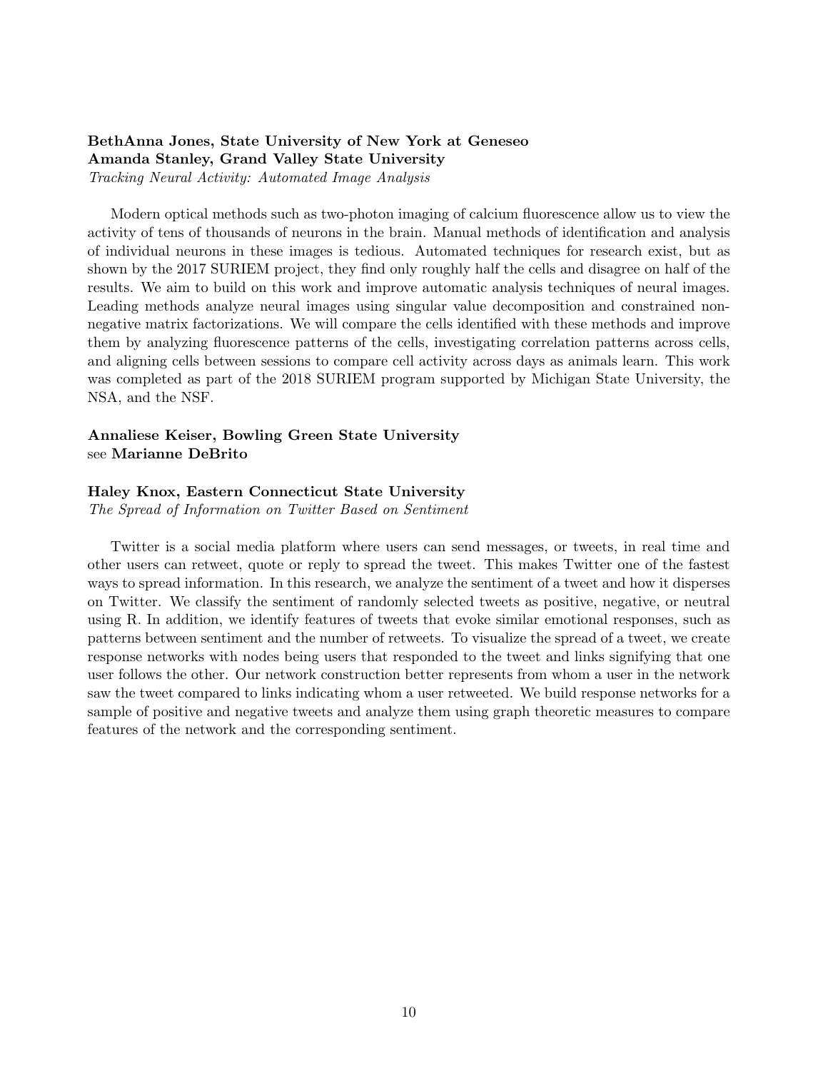**BethAnna Jones, State University of New York at Geneseo**
**Amanda Stanley, Grand Valley State University**
*Tracking Neural Activity: Automated Image Analysis*

Modern optical methods such as two-photon imaging of calcium fluorescence allow us to view the activity of tens of thousands of neurons in the brain. Manual methods of identification and analysis of individual neurons in these images is tedious. Automated techniques for research exist, but as shown by the 2017 SURIEM project, they find only roughly half the cells and disagree on half of the results. We aim to build on this work and improve automatic analysis techniques of neural images. Leading methods analyze neural images using singular value decomposition and constrained non-negative matrix factorizations. We will compare the cells identified with these methods and improve them by analyzing fluorescence patterns of the cells, investigating correlation patterns across cells, and aligning cells between sessions to compare cell activity across days as animals learn. This work was completed as part of the 2018 SURIEM program supported by Michigan State University, the NSA, and the NSF.

**Annaliese Keiser, Bowling Green State University**
see **Marianne DeBrito**

**Haley Knox, Eastern Connecticut State University**
*The Spread of Information on Twitter Based on Sentiment*

Twitter is a social media platform where users can send messages, or tweets, in real time and other users can retweet, quote or reply to spread the tweet. This makes Twitter one of the fastest ways to spread information. In this research, we analyze the sentiment of a tweet and how it disperses on Twitter. We classify the sentiment of randomly selected tweets as positive, negative, or neutral using R. In addition, we identify features of tweets that evoke similar emotional responses, such as patterns between sentiment and the number of retweets. To visualize the spread of a tweet, we create response networks with nodes being users that responded to the tweet and links signifying that one user follows the other. Our network construction better represents from whom a user in the network saw the tweet compared to links indicating whom a user retweeted. We build response networks for a sample of positive and negative tweets and analyze them using graph theoretic measures to compare features of the network and the corresponding sentiment.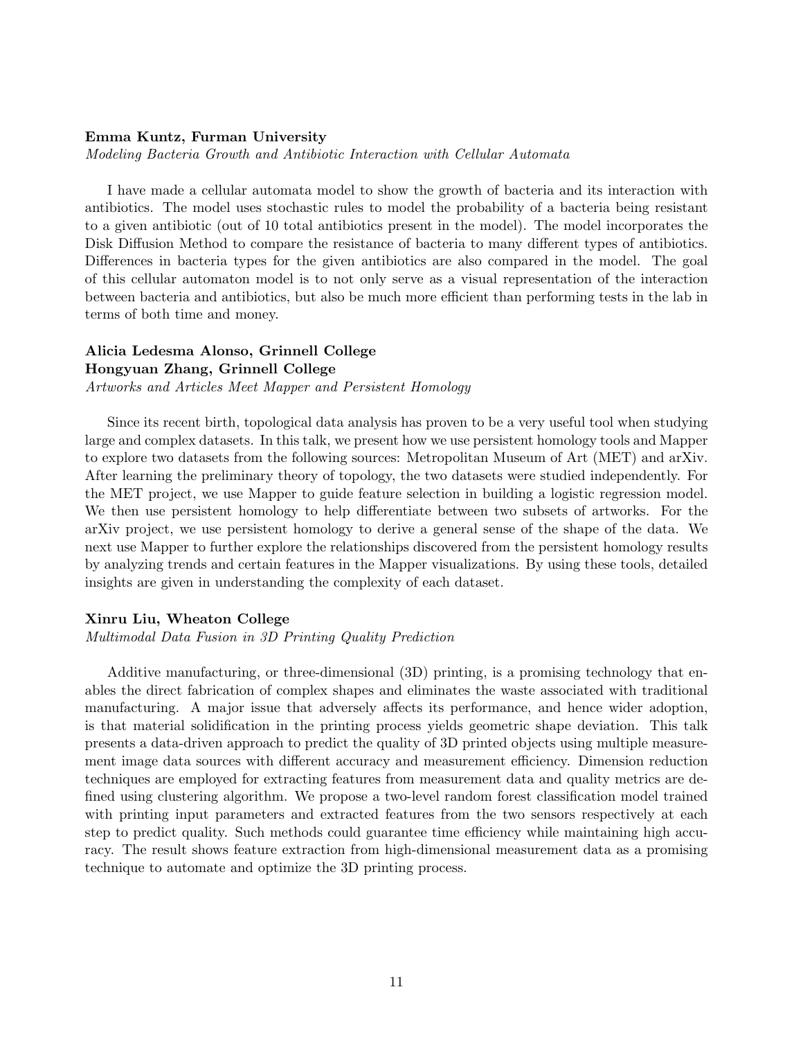**Emma Kuntz, Furman University**
*Modeling Bacteria Growth and Antibiotic Interaction with Cellular Automata*

I have made a cellular automata model to show the growth of bacteria and its interaction with antibiotics. The model uses stochastic rules to model the probability of a bacteria being resistant to a given antibiotic (out of 10 total antibiotics present in the model). The model incorporates the Disk Diffusion Method to compare the resistance of bacteria to many different types of antibiotics. Differences in bacteria types for the given antibiotics are also compared in the model. The goal of this cellular automaton model is to not only serve as a visual representation of the interaction between bacteria and antibiotics, but also be much more efficient than performing tests in the lab in terms of both time and money.

**Alicia Ledesma Alonso, Grinnell College**
**Hongyuan Zhang, Grinnell College**
*Artworks and Articles Meet Mapper and Persistent Homology*

Since its recent birth, topological data analysis has proven to be a very useful tool when studying large and complex datasets. In this talk, we present how we use persistent homology tools and Mapper to explore two datasets from the following sources: Metropolitan Museum of Art (MET) and arXiv. After learning the preliminary theory of topology, the two datasets were studied independently. For the MET project, we use Mapper to guide feature selection in building a logistic regression model. We then use persistent homology to help differentiate between two subsets of artworks. For the arXiv project, we use persistent homology to derive a general sense of the shape of the data. We next use Mapper to further explore the relationships discovered from the persistent homology results by analyzing trends and certain features in the Mapper visualizations. By using these tools, detailed insights are given in understanding the complexity of each dataset.

**Xinru Liu, Wheaton College**
*Multimodal Data Fusion in 3D Printing Quality Prediction*

Additive manufacturing, or three-dimensional (3D) printing, is a promising technology that enables the direct fabrication of complex shapes and eliminates the waste associated with traditional manufacturing. A major issue that adversely affects its performance, and hence wider adoption, is that material solidification in the printing process yields geometric shape deviation. This talk presents a data-driven approach to predict the quality of 3D printed objects using multiple measurement image data sources with different accuracy and measurement efficiency. Dimension reduction techniques are employed for extracting features from measurement data and quality metrics are defined using clustering algorithm. We propose a two-level random forest classification model trained with printing input parameters and extracted features from the two sensors respectively at each step to predict quality. Such methods could guarantee time efficiency while maintaining high accuracy. The result shows feature extraction from high-dimensional measurement data as a promising technique to automate and optimize the 3D printing process.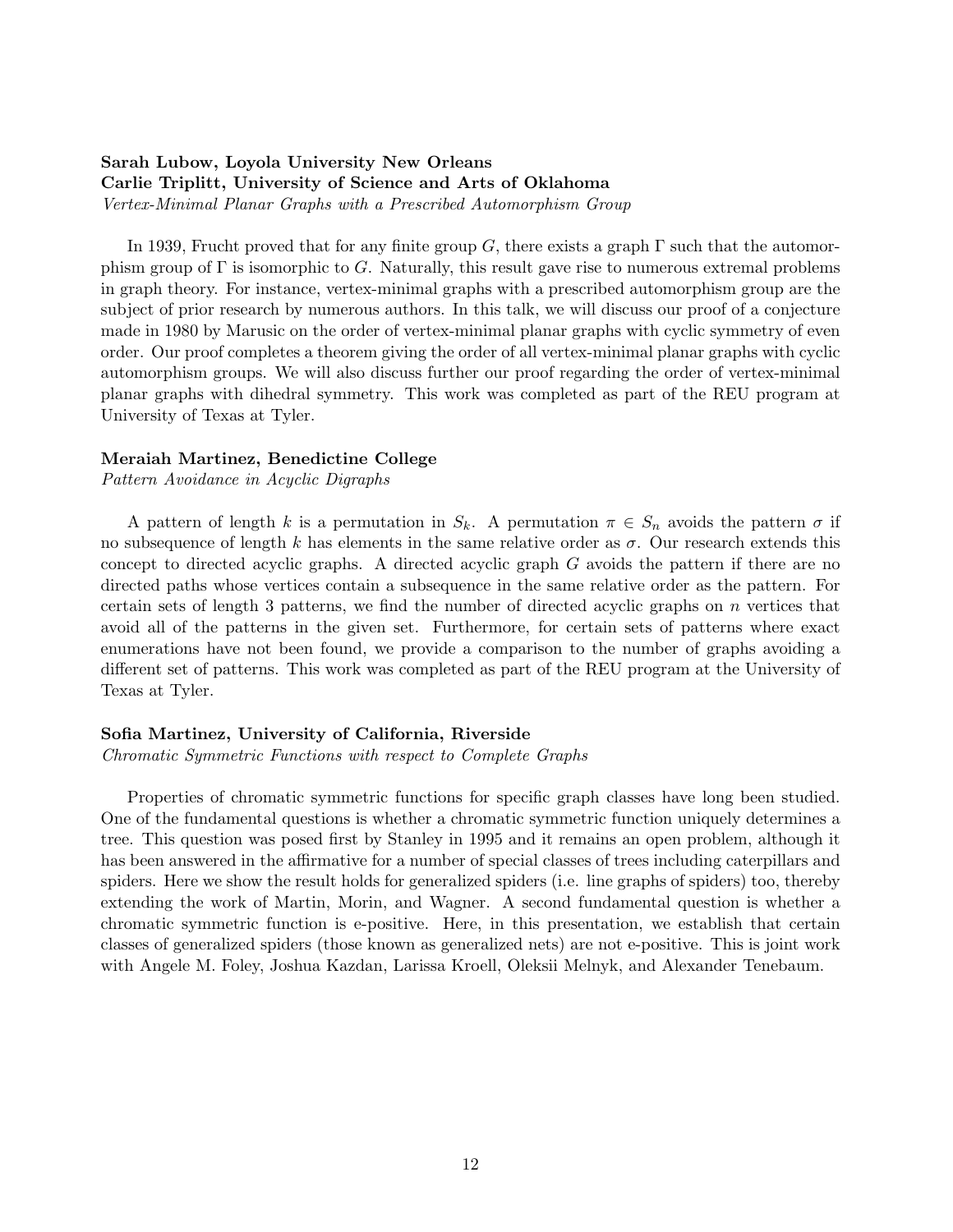**Sarah Lubow, Loyola University New Orleans**
**Carlie Triplitt, University of Science and Arts of Oklahoma**
*Vertex-Minimal Planar Graphs with a Prescribed Automorphism Group*

In 1939, Frucht proved that for any finite group $G$, there exists a graph $\Gamma$ such that the automorphism group of $\Gamma$ is isomorphic to $G$. Naturally, this result gave rise to numerous extremal problems in graph theory. For instance, vertex-minimal graphs with a prescribed automorphism group are the subject of prior research by numerous authors. In this talk, we will discuss our proof of a conjecture made in 1980 by Marusic on the order of vertex-minimal planar graphs with cyclic symmetry of even order. Our proof completes a theorem giving the order of all vertex-minimal planar graphs with cyclic automorphism groups. We will also discuss further our proof regarding the order of vertex-minimal planar graphs with dihedral symmetry. This work was completed as part of the REU program at University of Texas at Tyler.

**Meraiah Martinez, Benedictine College**
*Pattern Avoidance in Acyclic Digraphs*

A pattern of length $k$ is a permutation in $S_k$. A permutation $\pi \in S_n$ avoids the pattern $\sigma$ if no subsequence of length $k$ has elements in the same relative order as $\sigma$. Our research extends this concept to directed acyclic graphs. A directed acyclic graph $G$ avoids the pattern if there are no directed paths whose vertices contain a subsequence in the same relative order as the pattern. For certain sets of length 3 patterns, we find the number of directed acyclic graphs on $n$ vertices that avoid all of the patterns in the given set. Furthermore, for certain sets of patterns where exact enumerations have not been found, we provide a comparison to the number of graphs avoiding a different set of patterns. This work was completed as part of the REU program at the University of Texas at Tyler.

**Sofia Martinez, University of California, Riverside**
*Chromatic Symmetric Functions with respect to Complete Graphs*

Properties of chromatic symmetric functions for specific graph classes have long been studied. One of the fundamental questions is whether a chromatic symmetric function uniquely determines a tree. This question was posed first by Stanley in 1995 and it remains an open problem, although it has been answered in the affirmative for a number of special classes of trees including caterpillars and spiders. Here we show the result holds for generalized spiders (i.e. line graphs of spiders) too, thereby extending the work of Martin, Morin, and Wagner. A second fundamental question is whether a chromatic symmetric function is e-positive. Here, in this presentation, we establish that certain classes of generalized spiders (those known as generalized nets) are not e-positive. This is joint work with Angele M. Foley, Joshua Kazdan, Larissa Kroell, Oleksii Melnyk, and Alexander Tenebaum.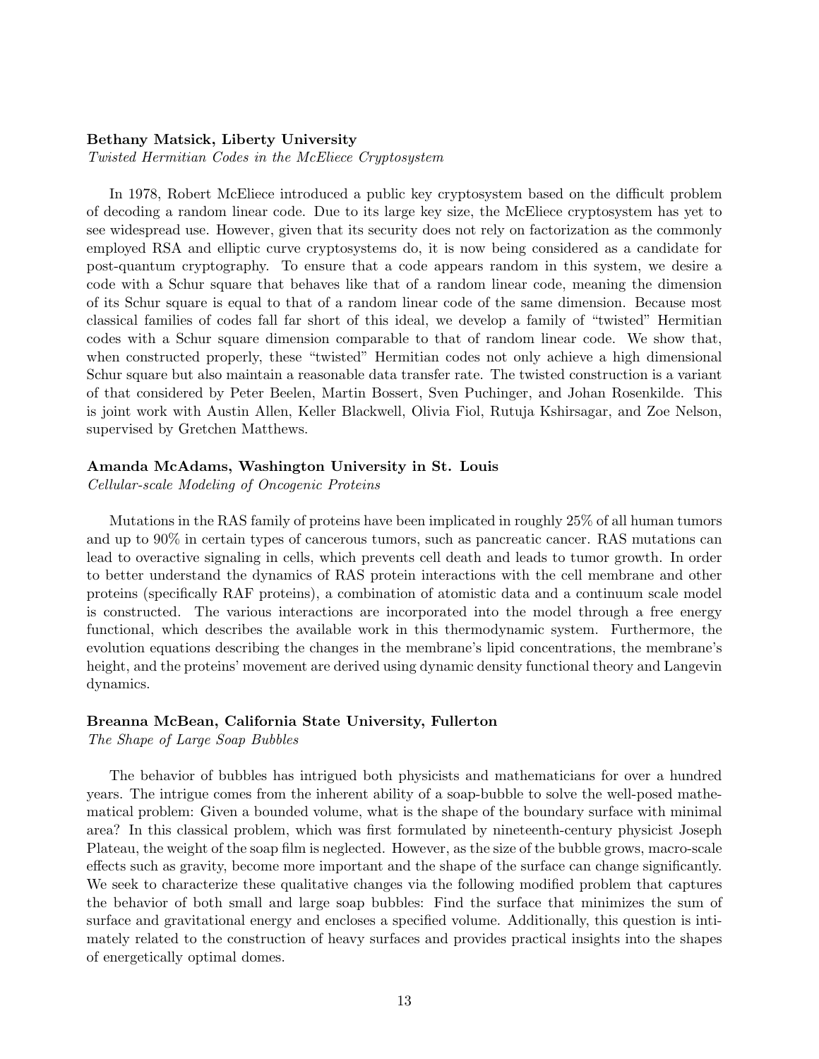**Bethany Matsick, Liberty University**
*Twisted Hermitian Codes in the McEliece Cryptosystem*

In 1978, Robert McEliece introduced a public key cryptosystem based on the difficult problem of decoding a random linear code. Due to its large key size, the McEliece cryptosystem has yet to see widespread use. However, given that its security does not rely on factorization as the commonly employed RSA and elliptic curve cryptosystems do, it is now being considered as a candidate for post-quantum cryptography. To ensure that a code appears random in this system, we desire a code with a Schur square that behaves like that of a random linear code, meaning the dimension of its Schur square is equal to that of a random linear code of the same dimension. Because most classical families of codes fall far short of this ideal, we develop a family of "twisted" Hermitian codes with a Schur square dimension comparable to that of random linear code. We show that, when constructed properly, these "twisted" Hermitian codes not only achieve a high dimensional Schur square but also maintain a reasonable data transfer rate. The twisted construction is a variant of that considered by Peter Beelen, Martin Bossert, Sven Puchinger, and Johan Rosenkilde. This is joint work with Austin Allen, Keller Blackwell, Olivia Fiol, Rutuja Kshirsagar, and Zoe Nelson, supervised by Gretchen Matthews.

**Amanda McAdams, Washington University in St. Louis**
*Cellular-scale Modeling of Oncogenic Proteins*

Mutations in the RAS family of proteins have been implicated in roughly 25% of all human tumors and up to 90% in certain types of cancerous tumors, such as pancreatic cancer. RAS mutations can lead to overactive signaling in cells, which prevents cell death and leads to tumor growth. In order to better understand the dynamics of RAS protein interactions with the cell membrane and other proteins (specifically RAF proteins), a combination of atomistic data and a continuum scale model is constructed. The various interactions are incorporated into the model through a free energy functional, which describes the available work in this thermodynamic system. Furthermore, the evolution equations describing the changes in the membrane's lipid concentrations, the membrane's height, and the proteins' movement are derived using dynamic density functional theory and Langevin dynamics.

**Breanna McBean, California State University, Fullerton**
*The Shape of Large Soap Bubbles*

The behavior of bubbles has intrigued both physicists and mathematicians for over a hundred years. The intrigue comes from the inherent ability of a soap-bubble to solve the well-posed mathematical problem: Given a bounded volume, what is the shape of the boundary surface with minimal area? In this classical problem, which was first formulated by nineteenth-century physicist Joseph Plateau, the weight of the soap film is neglected. However, as the size of the bubble grows, macro-scale effects such as gravity, become more important and the shape of the surface can change significantly. We seek to characterize these qualitative changes via the following modified problem that captures the behavior of both small and large soap bubbles: Find the surface that minimizes the sum of surface and gravitational energy and encloses a specified volume. Additionally, this question is intimately related to the construction of heavy surfaces and provides practical insights into the shapes of energetically optimal domes.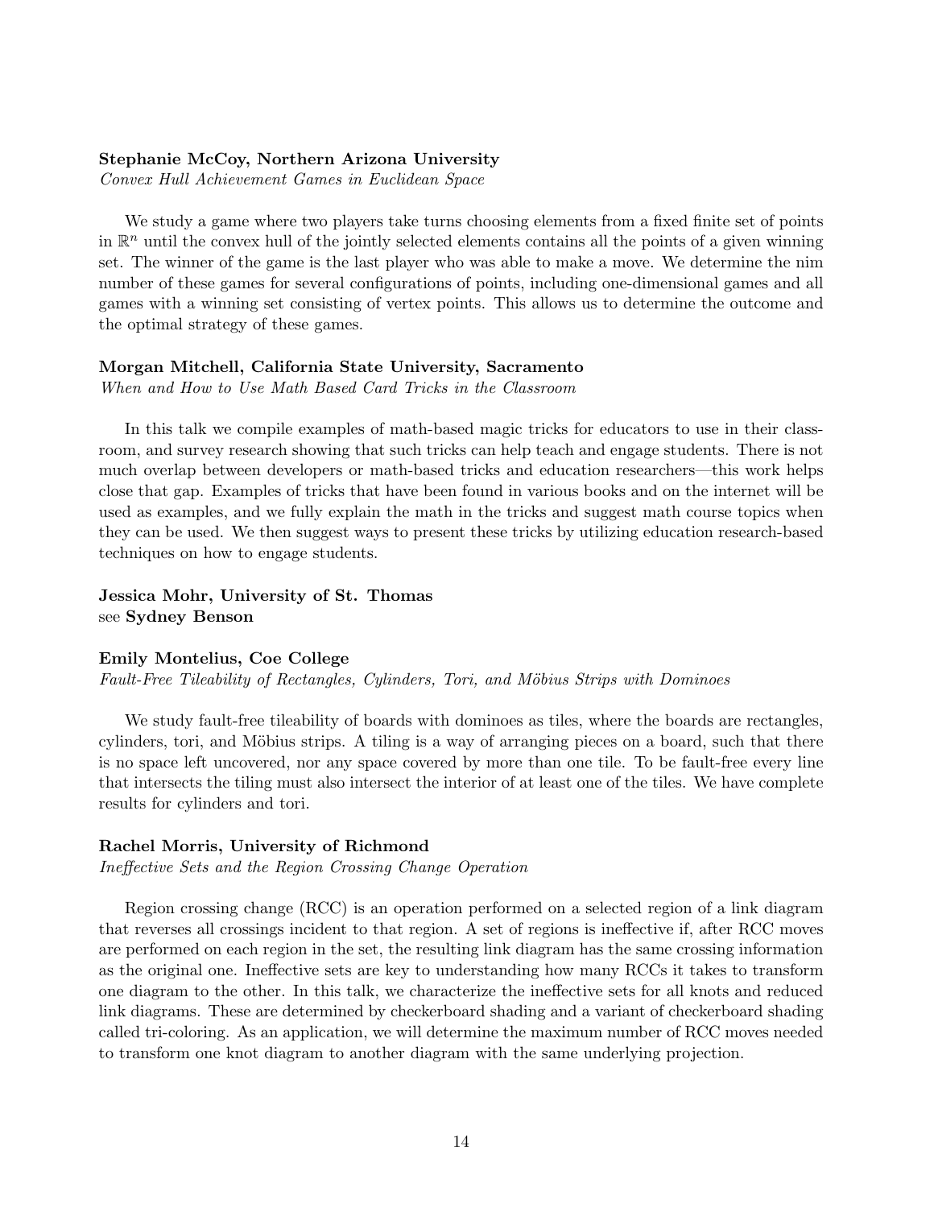**Stephanie McCoy, Northern Arizona University**
*Convex Hull Achievement Games in Euclidean Space*

We study a game where two players take turns choosing elements from a fixed finite set of points in $\mathbb{R}^n$ until the convex hull of the jointly selected elements contains all the points of a given winning set. The winner of the game is the last player who was able to make a move. We determine the nim number of these games for several configurations of points, including one-dimensional games and all games with a winning set consisting of vertex points. This allows us to determine the outcome and the optimal strategy of these games.

**Morgan Mitchell, California State University, Sacramento**
*When and How to Use Math Based Card Tricks in the Classroom*

In this talk we compile examples of math-based magic tricks for educators to use in their classroom, and survey research showing that such tricks can help teach and engage students. There is not much overlap between developers or math-based tricks and education researchers—this work helps close that gap. Examples of tricks that have been found in various books and on the internet will be used as examples, and we fully explain the math in the tricks and suggest math course topics when they can be used. We then suggest ways to present these tricks by utilizing education research-based techniques on how to engage students.

**Jessica Mohr, University of St. Thomas**
see **Sydney Benson**

**Emily Montelius, Coe College**
*Fault-Free Tileability of Rectangles, Cylinders, Tori, and Möbius Strips with Dominoes*

We study fault-free tileability of boards with dominoes as tiles, where the boards are rectangles, cylinders, tori, and Möbius strips. A tiling is a way of arranging pieces on a board, such that there is no space left uncovered, nor any space covered by more than one tile. To be fault-free every line that intersects the tiling must also intersect the interior of at least one of the tiles. We have complete results for cylinders and tori.

**Rachel Morris, University of Richmond**
*Ineffective Sets and the Region Crossing Change Operation*

Region crossing change (RCC) is an operation performed on a selected region of a link diagram that reverses all crossings incident to that region. A set of regions is ineffective if, after RCC moves are performed on each region in the set, the resulting link diagram has the same crossing information as the original one. Ineffective sets are key to understanding how many RCCs it takes to transform one diagram to the other. In this talk, we characterize the ineffective sets for all knots and reduced link diagrams. These are determined by checkerboard shading and a variant of checkerboard shading called tri-coloring. As an application, we will determine the maximum number of RCC moves needed to transform one knot diagram to another diagram with the same underlying projection.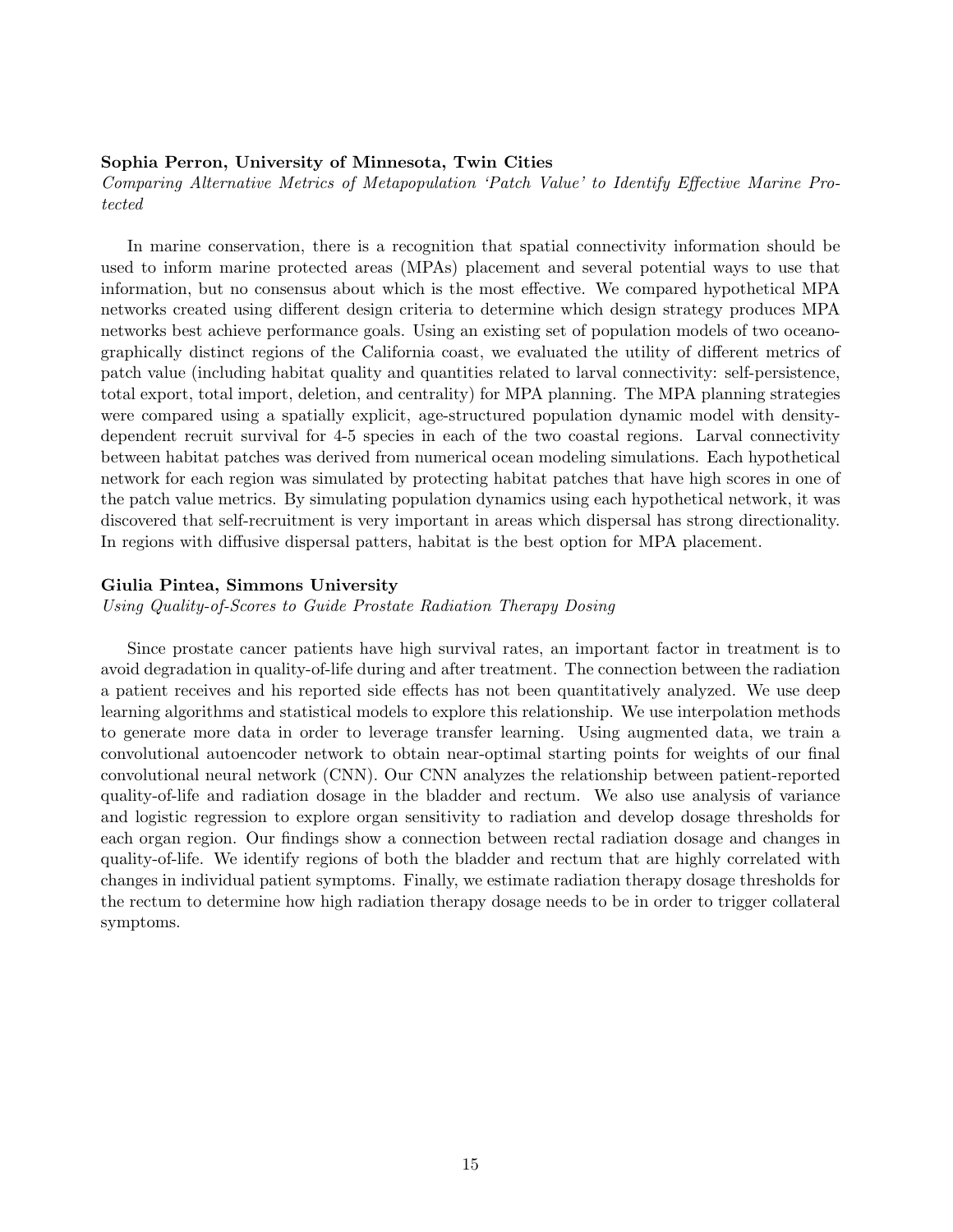**Sophia Perron, University of Minnesota, Twin Cities**

*Comparing Alternative Metrics of Metapopulation 'Patch Value' to Identify Effective Marine Protected*

In marine conservation, there is a recognition that spatial connectivity information should be used to inform marine protected areas (MPAs) placement and several potential ways to use that information, but no consensus about which is the most effective. We compared hypothetical MPA networks created using different design criteria to determine which design strategy produces MPA networks best achieve performance goals. Using an existing set of population models of two oceanographically distinct regions of the California coast, we evaluated the utility of different metrics of patch value (including habitat quality and quantities related to larval connectivity: self-persistence, total export, total import, deletion, and centrality) for MPA planning. The MPA planning strategies were compared using a spatially explicit, age-structured population dynamic model with density-dependent recruit survival for 4-5 species in each of the two coastal regions. Larval connectivity between habitat patches was derived from numerical ocean modeling simulations. Each hypothetical network for each region was simulated by protecting habitat patches that have high scores in one of the patch value metrics. By simulating population dynamics using each hypothetical network, it was discovered that self-recruitment is very important in areas which dispersal has strong directionality. In regions with diffusive dispersal patters, habitat is the best option for MPA placement.

**Giulia Pintea, Simmons University**

*Using Quality-of-Scores to Guide Prostate Radiation Therapy Dosing*

Since prostate cancer patients have high survival rates, an important factor in treatment is to avoid degradation in quality-of-life during and after treatment. The connection between the radiation a patient receives and his reported side effects has not been quantitatively analyzed. We use deep learning algorithms and statistical models to explore this relationship. We use interpolation methods to generate more data in order to leverage transfer learning. Using augmented data, we train a convolutional autoencoder network to obtain near-optimal starting points for weights of our final convolutional neural network (CNN). Our CNN analyzes the relationship between patient-reported quality-of-life and radiation dosage in the bladder and rectum. We also use analysis of variance and logistic regression to explore organ sensitivity to radiation and develop dosage thresholds for each organ region. Our findings show a connection between rectal radiation dosage and changes in quality-of-life. We identify regions of both the bladder and rectum that are highly correlated with changes in individual patient symptoms. Finally, we estimate radiation therapy dosage thresholds for the rectum to determine how high radiation therapy dosage needs to be in order to trigger collateral symptoms.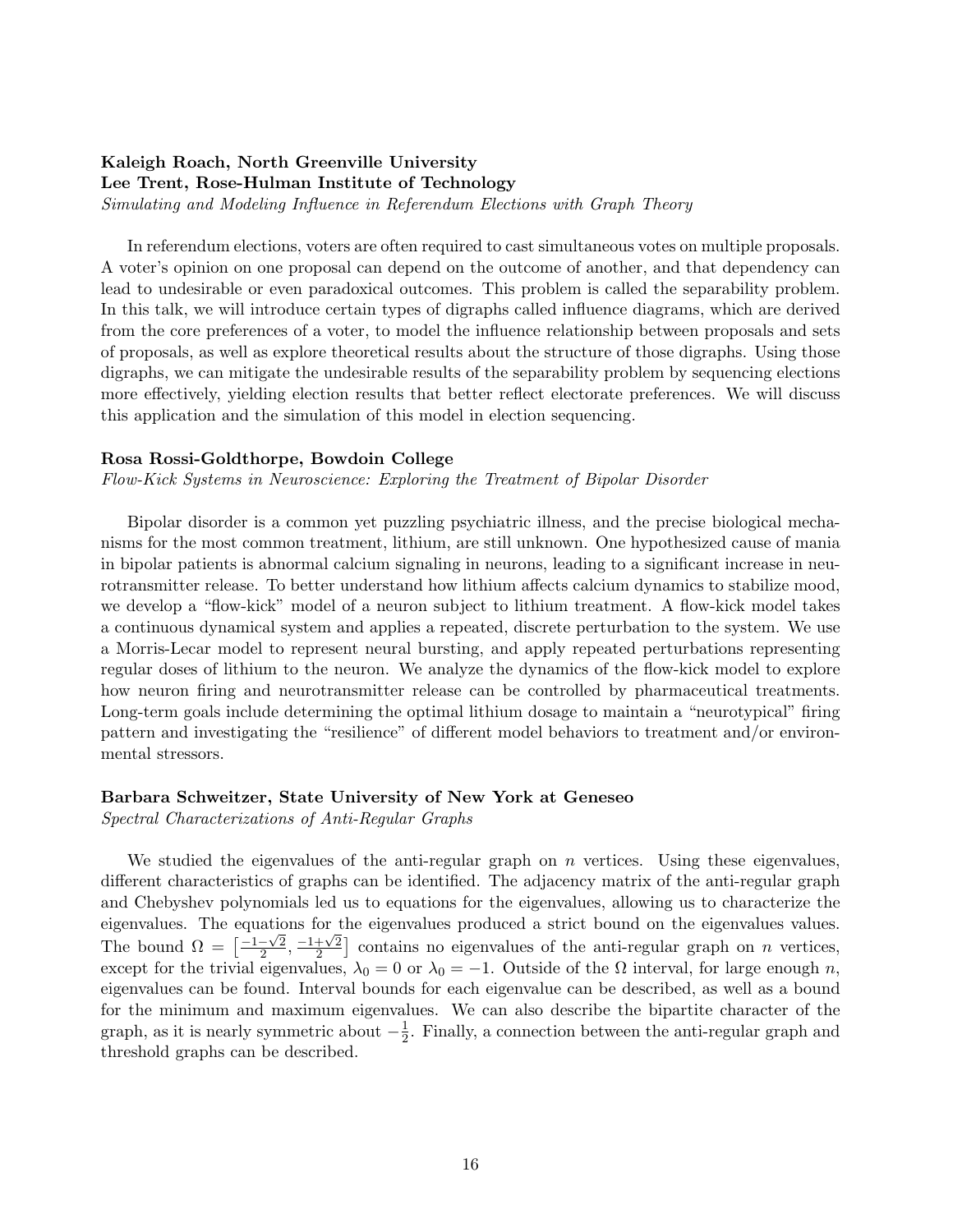**Kaleigh Roach, North Greenville University**
**Lee Trent, Rose-Hulman Institute of Technology**
*Simulating and Modeling Influence in Referendum Elections with Graph Theory*

In referendum elections, voters are often required to cast simultaneous votes on multiple proposals. A voter's opinion on one proposal can depend on the outcome of another, and that dependency can lead to undesirable or even paradoxical outcomes. This problem is called the separability problem. In this talk, we will introduce certain types of digraphs called influence diagrams, which are derived from the core preferences of a voter, to model the influence relationship between proposals and sets of proposals, as well as explore theoretical results about the structure of those digraphs. Using those digraphs, we can mitigate the undesirable results of the separability problem by sequencing elections more effectively, yielding election results that better reflect electorate preferences. We will discuss this application and the simulation of this model in election sequencing.

**Rosa Rossi-Goldthorpe, Bowdoin College**
*Flow-Kick Systems in Neuroscience: Exploring the Treatment of Bipolar Disorder*

Bipolar disorder is a common yet puzzling psychiatric illness, and the precise biological mechanisms for the most common treatment, lithium, are still unknown. One hypothesized cause of mania in bipolar patients is abnormal calcium signaling in neurons, leading to a significant increase in neurotransmitter release. To better understand how lithium affects calcium dynamics to stabilize mood, we develop a "flow-kick" model of a neuron subject to lithium treatment. A flow-kick model takes a continuous dynamical system and applies a repeated, discrete perturbation to the system. We use a Morris-Lecar model to represent neural bursting, and apply repeated perturbations representing regular doses of lithium to the neuron. We analyze the dynamics of the flow-kick model to explore how neuron firing and neurotransmitter release can be controlled by pharmaceutical treatments. Long-term goals include determining the optimal lithium dosage to maintain a "neurotypical" firing pattern and investigating the "resilience" of different model behaviors to treatment and/or environmental stressors.

**Barbara Schweitzer, State University of New York at Geneseo**
*Spectral Characterizations of Anti-Regular Graphs*

We studied the eigenvalues of the anti-regular graph on $n$ vertices. Using these eigenvalues, different characteristics of graphs can be identified. The adjacency matrix of the anti-regular graph and Chebyshev polynomials led us to equations for the eigenvalues, allowing us to characterize the eigenvalues. The equations for the eigenvalues produced a strict bound on the eigenvalues values. The bound $\Omega = \left[\frac{-1-\sqrt{2}}{2}, \frac{-1+\sqrt{2}}{2}\right]$ contains no eigenvalues of the anti-regular graph on $n$ vertices, except for the trivial eigenvalues, $\lambda_0 = 0$ or $\lambda_0 = -1$. Outside of the $\Omega$ interval, for large enough $n$, eigenvalues can be found. Interval bounds for each eigenvalue can be described, as well as a bound for the minimum and maximum eigenvalues. We can also describe the bipartite character of the graph, as it is nearly symmetric about $-\frac{1}{2}$. Finally, a connection between the anti-regular graph and threshold graphs can be described.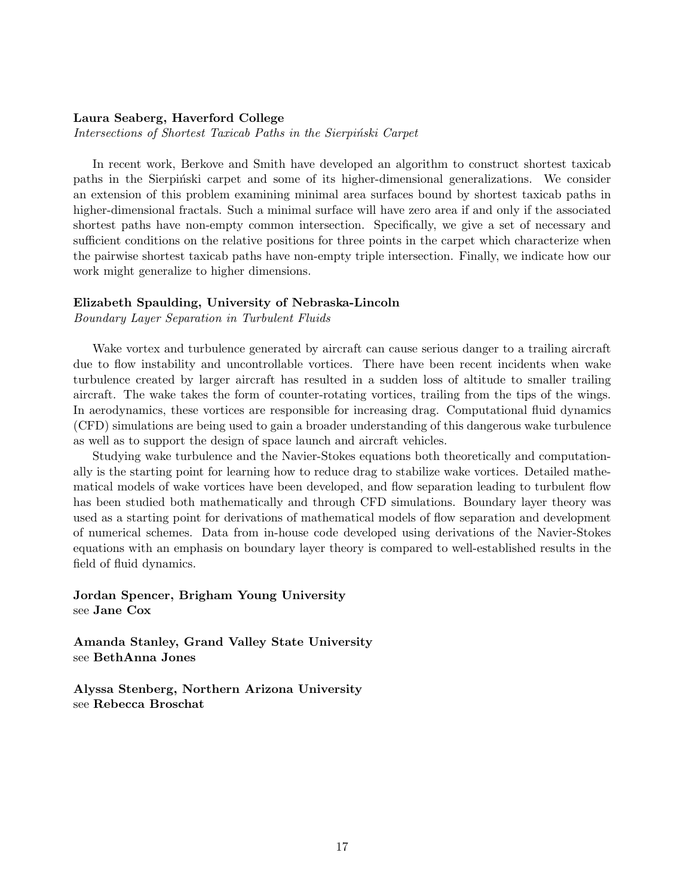**Laura Seaberg, Haverford College**
*Intersections of Shortest Taxicab Paths in the Sierpiński Carpet*

In recent work, Berkove and Smith have developed an algorithm to construct shortest taxicab paths in the Sierpiński carpet and some of its higher-dimensional generalizations. We consider an extension of this problem examining minimal area surfaces bound by shortest taxicab paths in higher-dimensional fractals. Such a minimal surface will have zero area if and only if the associated shortest paths have non-empty common intersection. Specifically, we give a set of necessary and sufficient conditions on the relative positions for three points in the carpet which characterize when the pairwise shortest taxicab paths have non-empty triple intersection. Finally, we indicate how our work might generalize to higher dimensions.

**Elizabeth Spaulding, University of Nebraska-Lincoln**
*Boundary Layer Separation in Turbulent Fluids*

Wake vortex and turbulence generated by aircraft can cause serious danger to a trailing aircraft due to flow instability and uncontrollable vortices. There have been recent incidents when wake turbulence created by larger aircraft has resulted in a sudden loss of altitude to smaller trailing aircraft. The wake takes the form of counter-rotating vortices, trailing from the tips of the wings. In aerodynamics, these vortices are responsible for increasing drag. Computational fluid dynamics (CFD) simulations are being used to gain a broader understanding of this dangerous wake turbulence as well as to support the design of space launch and aircraft vehicles.

Studying wake turbulence and the Navier-Stokes equations both theoretically and computationally is the starting point for learning how to reduce drag to stabilize wake vortices. Detailed mathematical models of wake vortices have been developed, and flow separation leading to turbulent flow has been studied both mathematically and through CFD simulations. Boundary layer theory was used as a starting point for derivations of mathematical models of flow separation and development of numerical schemes. Data from in-house code developed using derivations of the Navier-Stokes equations with an emphasis on boundary layer theory is compared to well-established results in the field of fluid dynamics.

**Jordan Spencer, Brigham Young University**
see **Jane Cox**

**Amanda Stanley, Grand Valley State University**
see **BethAnna Jones**

**Alyssa Stenberg, Northern Arizona University**
see **Rebecca Broschat**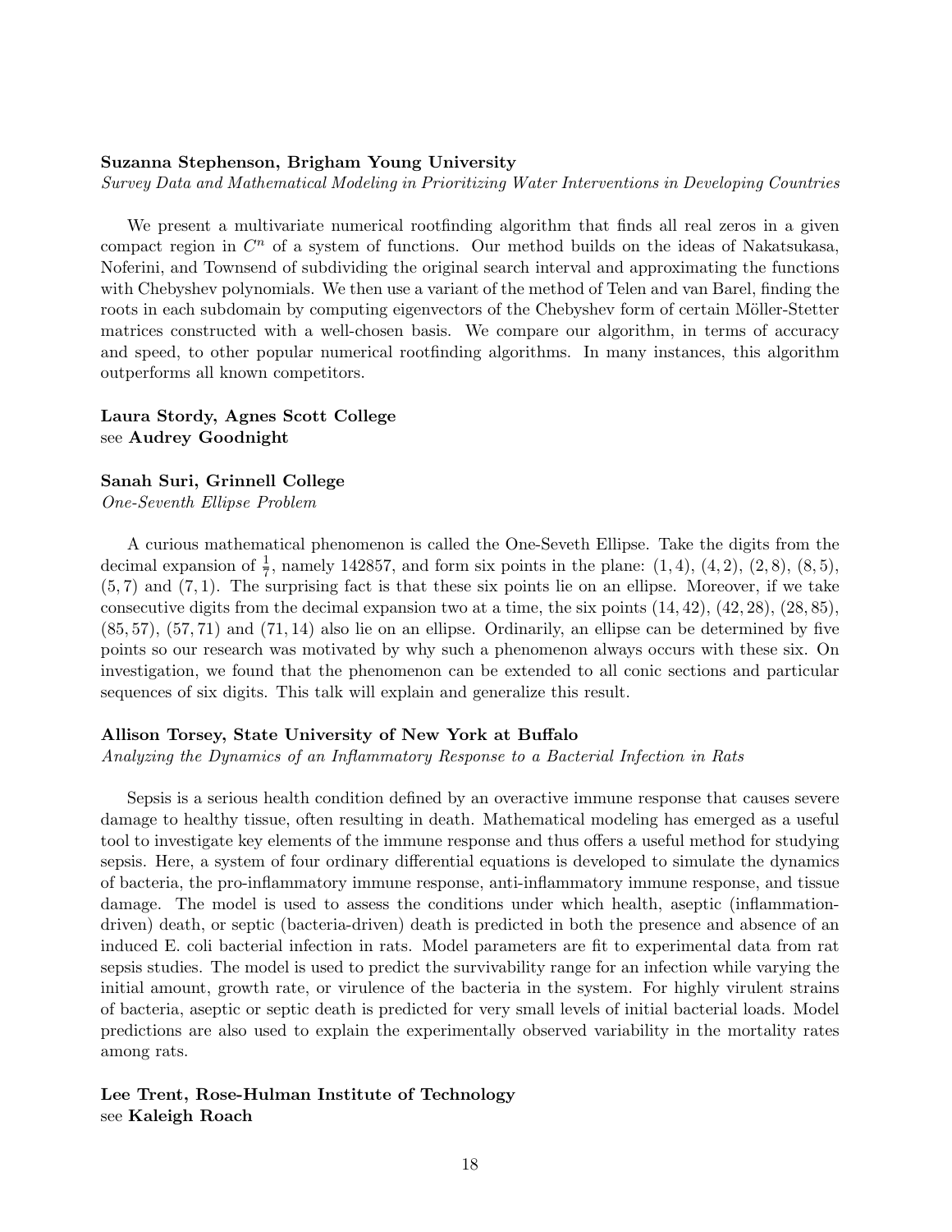**Suzanna Stephenson, Brigham Young University**
*Survey Data and Mathematical Modeling in Prioritizing Water Interventions in Developing Countries*

We present a multivariate numerical rootfinding algorithm that finds all real zeros in a given compact region in $C^n$ of a system of functions. Our method builds on the ideas of Nakatsukasa, Noferini, and Townsend of subdividing the original search interval and approximating the functions with Chebyshev polynomials. We then use a variant of the method of Telen and van Barel, finding the roots in each subdomain by computing eigenvectors of the Chebyshev form of certain Möller-Stetter matrices constructed with a well-chosen basis. We compare our algorithm, in terms of accuracy and speed, to other popular numerical rootfinding algorithms. In many instances, this algorithm outperforms all known competitors.

**Laura Stordy, Agnes Scott College**
see **Audrey Goodnight**

**Sanah Suri, Grinnell College**
*One-Seventh Ellipse Problem*

A curious mathematical phenomenon is called the One-Seveth Ellipse. Take the digits from the decimal expansion of $\frac{1}{7}$, namely 142857, and form six points in the plane: $(1,4)$, $(4,2)$, $(2,8)$, $(8,5)$, $(5,7)$ and $(7,1)$. The surprising fact is that these six points lie on an ellipse. Moreover, if we take consecutive digits from the decimal expansion two at a time, the six points $(14,42)$, $(42,28)$, $(28,85)$, $(85,57)$, $(57,71)$ and $(71,14)$ also lie on an ellipse. Ordinarily, an ellipse can be determined by five points so our research was motivated by why such a phenomenon always occurs with these six. On investigation, we found that the phenomenon can be extended to all conic sections and particular sequences of six digits. This talk will explain and generalize this result.

**Allison Torsey, State University of New York at Buffalo**
*Analyzing the Dynamics of an Inflammatory Response to a Bacterial Infection in Rats*

Sepsis is a serious health condition defined by an overactive immune response that causes severe damage to healthy tissue, often resulting in death. Mathematical modeling has emerged as a useful tool to investigate key elements of the immune response and thus offers a useful method for studying sepsis. Here, a system of four ordinary differential equations is developed to simulate the dynamics of bacteria, the pro-inflammatory immune response, anti-inflammatory immune response, and tissue damage. The model is used to assess the conditions under which health, aseptic (inflammation-driven) death, or septic (bacteria-driven) death is predicted in both the presence and absence of an induced E. coli bacterial infection in rats. Model parameters are fit to experimental data from rat sepsis studies. The model is used to predict the survivability range for an infection while varying the initial amount, growth rate, or virulence of the bacteria in the system. For highly virulent strains of bacteria, aseptic or septic death is predicted for very small levels of initial bacterial loads. Model predictions are also used to explain the experimentally observed variability in the mortality rates among rats.

**Lee Trent, Rose-Hulman Institute of Technology**
see **Kaleigh Roach**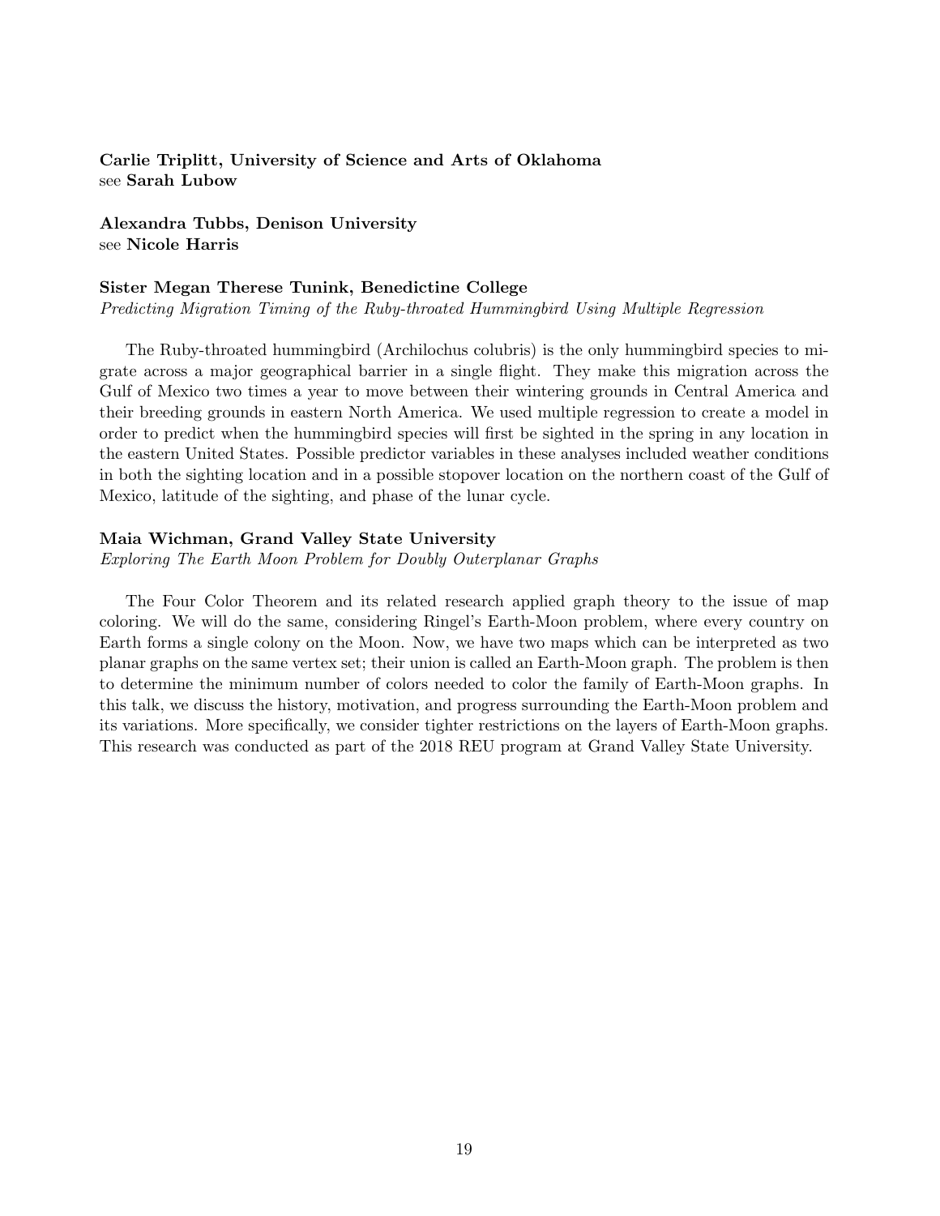**Carlie Triplitt, University of Science and Arts of Oklahoma**
see **Sarah Lubow**

**Alexandra Tubbs, Denison University**
see **Nicole Harris**

**Sister Megan Therese Tunink, Benedictine College**
*Predicting Migration Timing of the Ruby-throated Hummingbird Using Multiple Regression*

The Ruby-throated hummingbird (Archilochus colubris) is the only hummingbird species to migrate across a major geographical barrier in a single flight. They make this migration across the Gulf of Mexico two times a year to move between their wintering grounds in Central America and their breeding grounds in eastern North America. We used multiple regression to create a model in order to predict when the hummingbird species will first be sighted in the spring in any location in the eastern United States. Possible predictor variables in these analyses included weather conditions in both the sighting location and in a possible stopover location on the northern coast of the Gulf of Mexico, latitude of the sighting, and phase of the lunar cycle.

**Maia Wichman, Grand Valley State University**
*Exploring The Earth Moon Problem for Doubly Outerplanar Graphs*

The Four Color Theorem and its related research applied graph theory to the issue of map coloring. We will do the same, considering Ringel's Earth-Moon problem, where every country on Earth forms a single colony on the Moon. Now, we have two maps which can be interpreted as two planar graphs on the same vertex set; their union is called an Earth-Moon graph. The problem is then to determine the minimum number of colors needed to color the family of Earth-Moon graphs. In this talk, we discuss the history, motivation, and progress surrounding the Earth-Moon problem and its variations. More specifically, we consider tighter restrictions on the layers of Earth-Moon graphs. This research was conducted as part of the 2018 REU program at Grand Valley State University.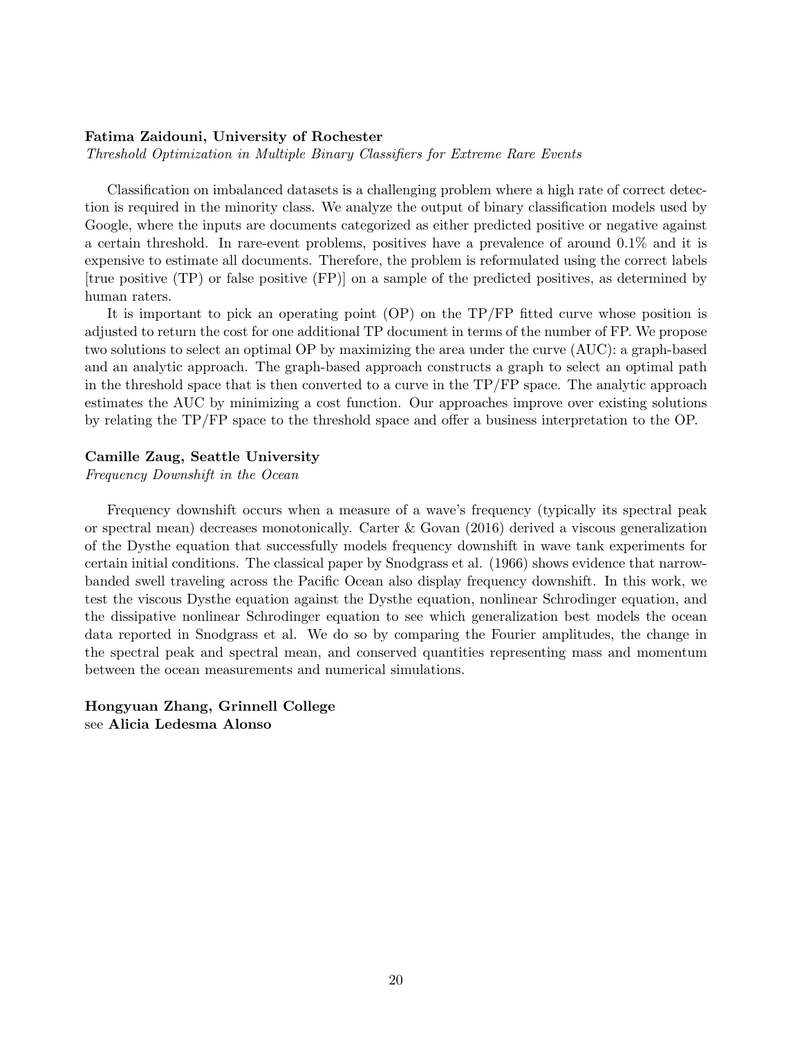**Fatima Zaidouni, University of Rochester**

*Threshold Optimization in Multiple Binary Classifiers for Extreme Rare Events*

Classification on imbalanced datasets is a challenging problem where a high rate of correct detection is required in the minority class. We analyze the output of binary classification models used by Google, where the inputs are documents categorized as either predicted positive or negative against a certain threshold. In rare-event problems, positives have a prevalence of around 0.1% and it is expensive to estimate all documents. Therefore, the problem is reformulated using the correct labels [true positive (TP) or false positive (FP)] on a sample of the predicted positives, as determined by human raters.

It is important to pick an operating point (OP) on the TP/FP fitted curve whose position is adjusted to return the cost for one additional TP document in terms of the number of FP. We propose two solutions to select an optimal OP by maximizing the area under the curve (AUC): a graph-based and an analytic approach. The graph-based approach constructs a graph to select an optimal path in the threshold space that is then converted to a curve in the TP/FP space. The analytic approach estimates the AUC by minimizing a cost function. Our approaches improve over existing solutions by relating the TP/FP space to the threshold space and offer a business interpretation to the OP.

**Camille Zaug, Seattle University**

*Frequency Downshift in the Ocean*

Frequency downshift occurs when a measure of a wave's frequency (typically its spectral peak or spectral mean) decreases monotonically. Carter & Govan (2016) derived a viscous generalization of the Dysthe equation that successfully models frequency downshift in wave tank experiments for certain initial conditions. The classical paper by Snodgrass et al. (1966) shows evidence that narrow-banded swell traveling across the Pacific Ocean also display frequency downshift. In this work, we test the viscous Dysthe equation against the Dysthe equation, nonlinear Schrodinger equation, and the dissipative nonlinear Schrodinger equation to see which generalization best models the ocean data reported in Snodgrass et al. We do so by comparing the Fourier amplitudes, the change in the spectral peak and spectral mean, and conserved quantities representing mass and momentum between the ocean measurements and numerical simulations.

**Hongyuan Zhang, Grinnell College**
see **Alicia Ledesma Alonso**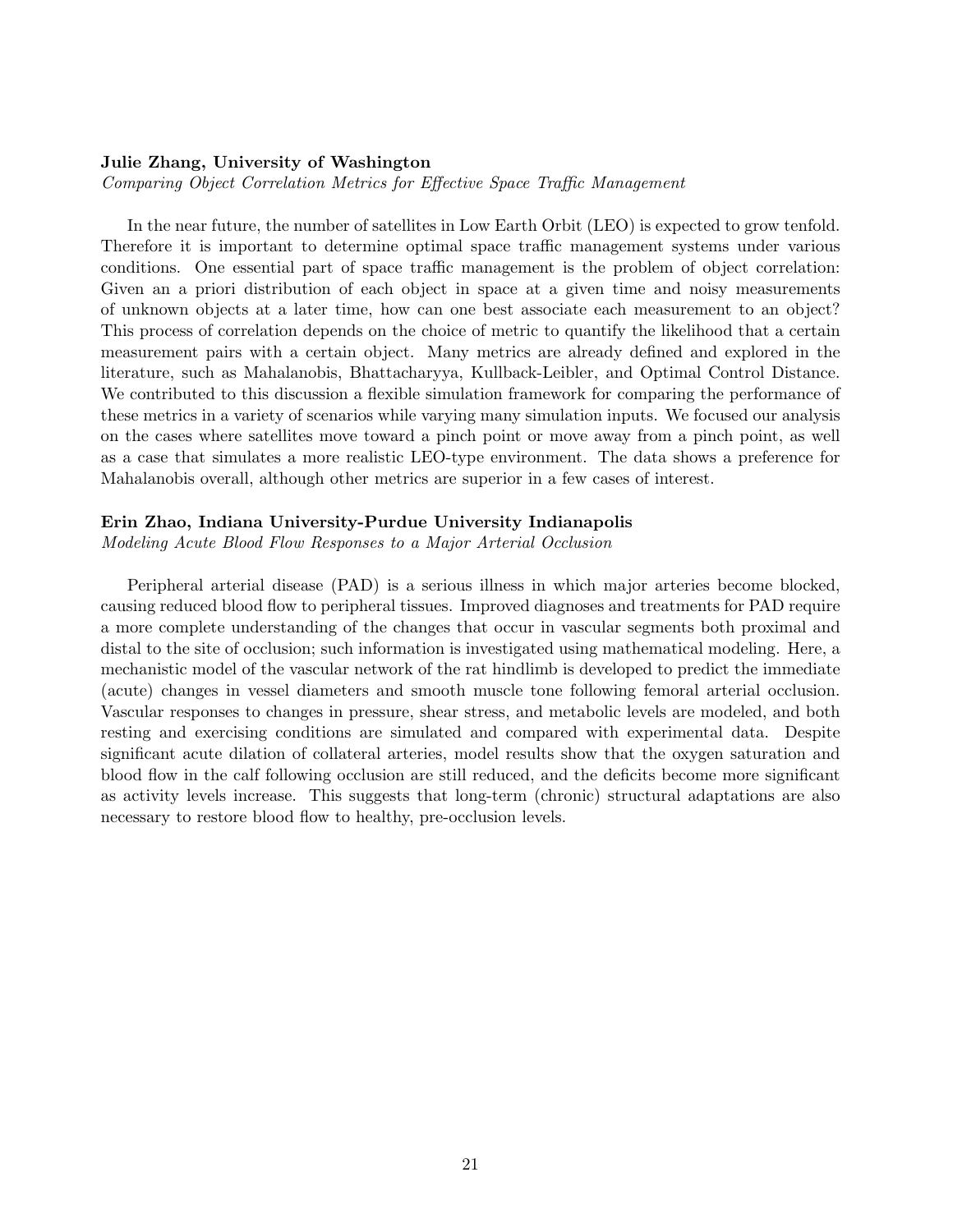**Julie Zhang, University of Washington**
*Comparing Object Correlation Metrics for Effective Space Traffic Management*

In the near future, the number of satellites in Low Earth Orbit (LEO) is expected to grow tenfold. Therefore it is important to determine optimal space traffic management systems under various conditions. One essential part of space traffic management is the problem of object correlation: Given an a priori distribution of each object in space at a given time and noisy measurements of unknown objects at a later time, how can one best associate each measurement to an object? This process of correlation depends on the choice of metric to quantify the likelihood that a certain measurement pairs with a certain object. Many metrics are already defined and explored in the literature, such as Mahalanobis, Bhattacharyya, Kullback-Leibler, and Optimal Control Distance. We contributed to this discussion a flexible simulation framework for comparing the performance of these metrics in a variety of scenarios while varying many simulation inputs. We focused our analysis on the cases where satellites move toward a pinch point or move away from a pinch point, as well as a case that simulates a more realistic LEO-type environment. The data shows a preference for Mahalanobis overall, although other metrics are superior in a few cases of interest.

**Erin Zhao, Indiana University-Purdue University Indianapolis**
*Modeling Acute Blood Flow Responses to a Major Arterial Occlusion*

Peripheral arterial disease (PAD) is a serious illness in which major arteries become blocked, causing reduced blood flow to peripheral tissues. Improved diagnoses and treatments for PAD require a more complete understanding of the changes that occur in vascular segments both proximal and distal to the site of occlusion; such information is investigated using mathematical modeling. Here, a mechanistic model of the vascular network of the rat hindlimb is developed to predict the immediate (acute) changes in vessel diameters and smooth muscle tone following femoral arterial occlusion. Vascular responses to changes in pressure, shear stress, and metabolic levels are modeled, and both resting and exercising conditions are simulated and compared with experimental data. Despite significant acute dilation of collateral arteries, model results show that the oxygen saturation and blood flow in the calf following occlusion are still reduced, and the deficits become more significant as activity levels increase. This suggests that long-term (chronic) structural adaptations are also necessary to restore blood flow to healthy, pre-occlusion levels.